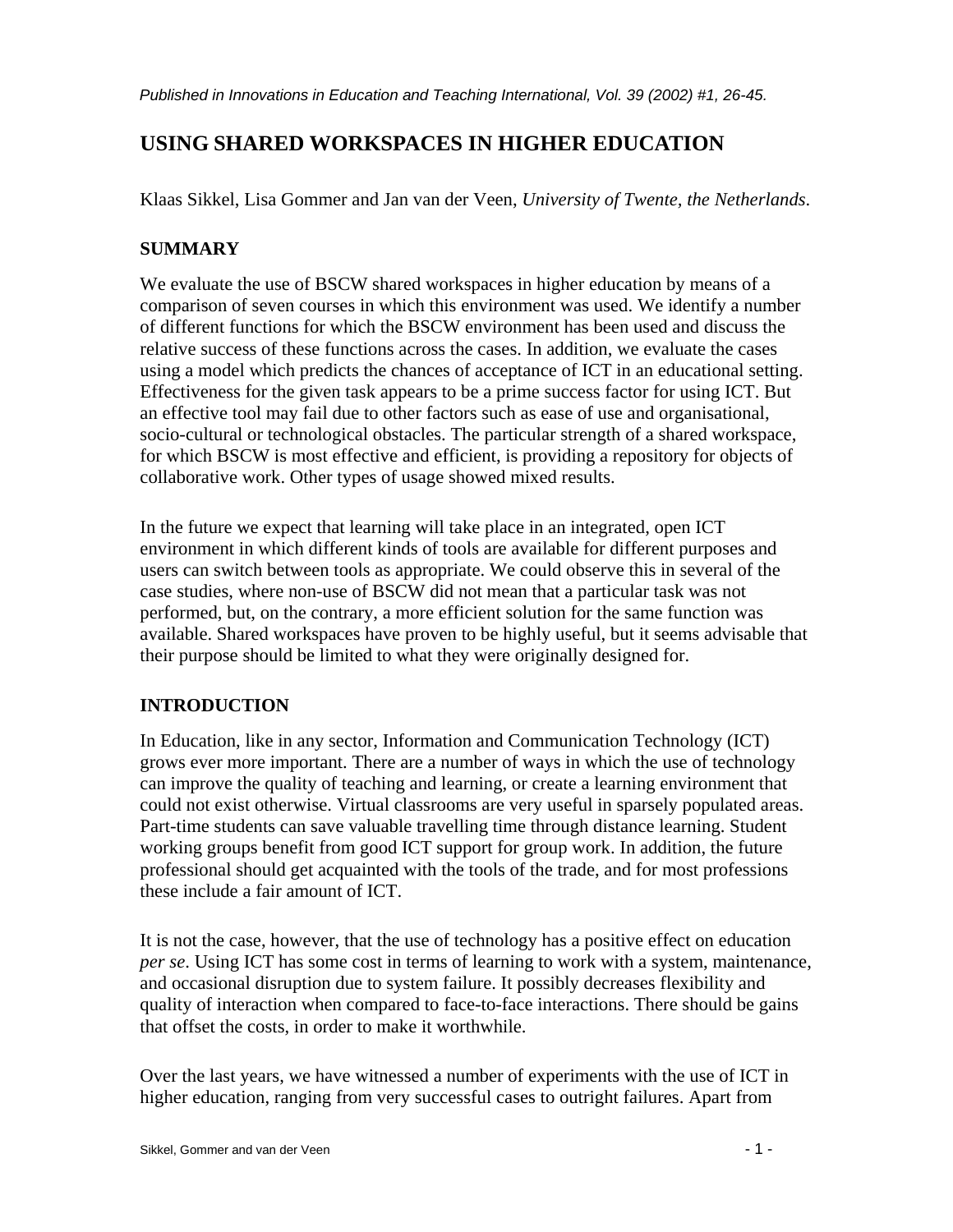*Published in Innovations in Education and Teaching International, Vol. 39 (2002) #1, 26-45.*

# USING SHARED WORKSPACES IN HIGHER EDUCATION

Klaas Sikkel, Lisa Gommer and Jan van der Veen, *University of Twente, the Netherlands*.

## SUMMARY

We evaluate the use of BSCW shared workspaces in higher education by means of a comparison of seven courses in which this environment was used. We identify a number of different functions for which the BSCW environment has been used and discuss the relative success of these functions across the cases. In addition, we evaluate the cases using a model which predicts the chances of acceptance of ICT in an educational setting. Effectiveness for the given task appears to be a prime success factor for using ICT. But an effective tool may fail due to other factors such as ease of use and organisational, socio-cultural or technological obstacles. The particular strength of a shared workspace, for which BSCW is most effective and efficient, is providing a repository for objects of collaborative work. Other types of usage showed mixed results.

In the future we expect that learning will take place in an integrated, open ICT environment in which different kinds of tools are available for different purposes and users can switch between tools as appropriate. We could observe this in several of the case studies, where non-use of BSCW did not mean that a particular task was not performed, but, on the contrary, a more efficient solution for the same function was available. Shared workspaces have proven to be highly useful, but it seems advisable that their purpose should be limited to what they were originally designed for.

## INTRODUCTION

In Education, like in any sector, Information and Communication Technology (ICT) grows ever more important. There are a number of ways in which the use of technology can improve the quality of teaching and learning, or create a learning environment that could not exist otherwise. Virtual classrooms are very useful in sparsely populated areas. Part-time students can save valuable travelling time through distance learning. Student working groups benefit from good ICT support for group work. In addition, the future professional should get acquainted with the tools of the trade, and for most professions these include a fair amount of ICT.

It is not the case, however, that the use of technology has a positive effect on education *per se*. Using ICT has some cost in terms of learning to work with a system, maintenance, and occasional disruption due to system failure. It possibly decreases flexibility and quality of interaction when compared to face-to-face interactions. There should be gains that offset the costs, in order to make it worthwhile.

Over the last years, we have witnessed a number of experiments with the use of ICT in higher education, ranging from very successful cases to outright failures. Apart from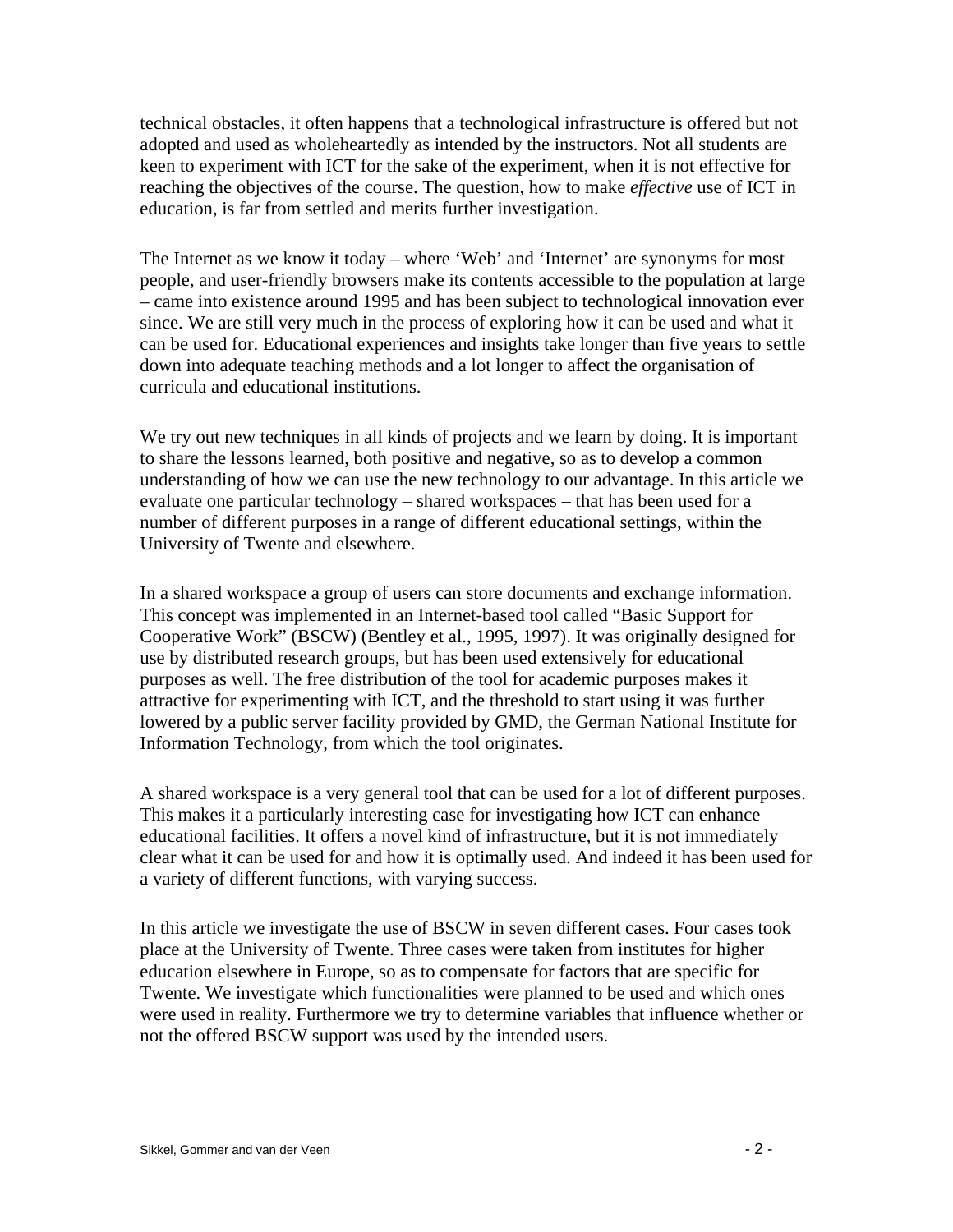technical obstacles, it often happens that a technological infrastructure is offered but not adopted and used as wholeheartedly as intended by the instructors. Not all students are keen to experiment with ICT for the sake of the experiment, when it is not effective for reaching the objectives of the course. The question, how to make *effective* use of ICT in education, is far from settled and merits further investigation.

The Internet as we know it today – where 'Web' and 'Internet' are synonyms for most people, and user-friendly browsers make its contents accessible to the population at large – came into existence around 1995 and has been subject to technological innovation ever since. We are still very much in the process of exploring how it can be used and what it can be used for. Educational experiences and insights take longer than five years to settle down into adequate teaching methods and a lot longer to affect the organisation of curricula and educational institutions.

We try out new techniques in all kinds of projects and we learn by doing. It is important to share the lessons learned, both positive and negative, so as to develop a common understanding of how we can use the new technology to our advantage. In this article we evaluate one particular technology – shared workspaces – that has been used for a number of different purposes in a range of different educational settings, within the University of Twente and elsewhere.

In a shared workspace a group of users can store documents and exchange information. This concept was implemented in an Internet-based tool called "Basic Support for Cooperative Work" (BSCW) (Bentley et al., 1995, 1997). It was originally designed for use by distributed research groups, but has been used extensively for educational purposes as well. The free distribution of the tool for academic purposes makes it attractive for experimenting with ICT, and the threshold to start using it was further lowered by a public server facility provided by GMD, the German National Institute for Information Technology, from which the tool originates.

A shared workspace is a very general tool that can be used for a lot of different purposes. This makes it a particularly interesting case for investigating how ICT can enhance educational facilities. It offers a novel kind of infrastructure, but it is not immediately clear what it can be used for and how it is optimally used. And indeed it has been used for a variety of different functions, with varying success.

In this article we investigate the use of BSCW in seven different cases. Four cases took place at the University of Twente. Three cases were taken from institutes for higher education elsewhere in Europe, so as to compensate for factors that are specific for Twente. We investigate which functionalities were planned to be used and which ones were used in reality. Furthermore we try to determine variables that influence whether or not the offered BSCW support was used by the intended users.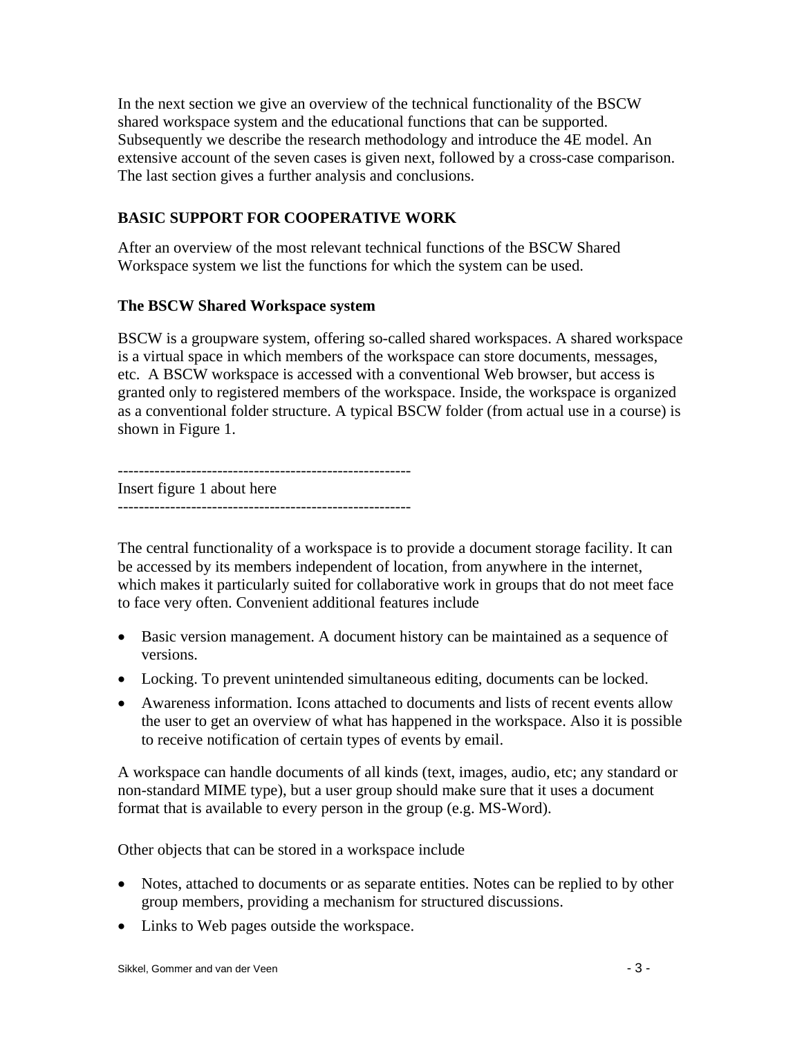In the next section we give an overview of the technical functionality of the BSCW shared workspace system and the educational functions that can be supported. Subsequently we describe the research methodology and introduce the 4E model. An extensive account of the seven cases is given next, followed by a cross-case comparison. The last section gives a further analysis and conclusions.

## BASIC SUPPORT FOR COOPERATIVE WORK

After an overview of the most relevant technical functions of the BSCW Shared Workspace system we list the functions for which the system can be used.

### The BSCW Shared Workspace system

BSCW is a groupware system, offering so-called shared workspaces. A shared workspace is a virtual space in which members of the workspace can store documents, messages, etc. A BSCW workspace is accessed with a conventional Web browser, but access is granted only to registered members of the workspace. Inside, the workspace is organized as a conventional folder structure. A typical BSCW folder (from actual use in a course) is shown in Figure 1.

--------------------------------------------------------

Insert figure 1 about here

--------------------------------------------------------

The central functionality of a workspace is to provide a document storage facility. It can be accessed by its members independent of location, from anywhere in the internet, which makes it particularly suited for collaborative work in groups that do not meet face to face very often. Convenient additional features include

- Basic version management. A document history can be maintained as a sequence of versions.
- Locking. To prevent unintended simultaneous editing, documents can be locked.
- Awareness information. Icons attached to documents and lists of recent events allow the user to get an overview of what has happened in the workspace. Also it is possible to receive notification of certain types of events by email.

A workspace can handle documents of all kinds (text, images, audio, etc; any standard or non-standard MIME type), but a user group should make sure that it uses a document format that is available to every person in the group (e.g. MS-Word).

Other objects that can be stored in a workspace include

- Notes, attached to documents or as separate entities. Notes can be replied to by other group members, providing a mechanism for structured discussions.
- Links to Web pages outside the workspace.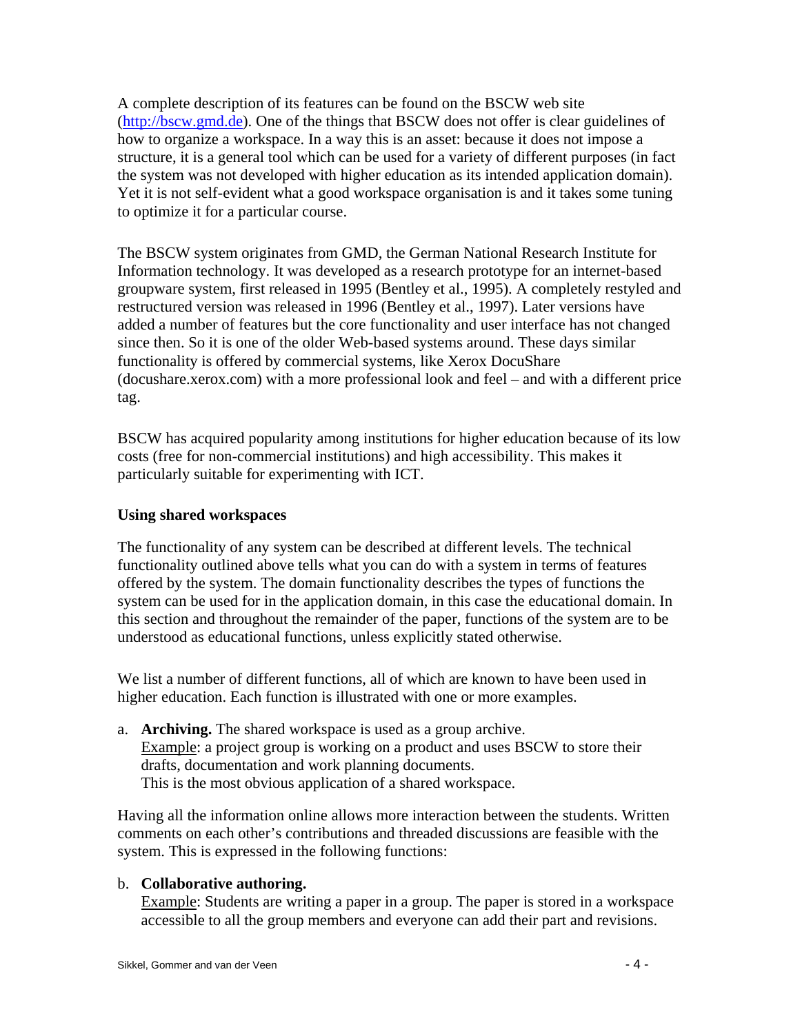A complete description of its features can be found on the BSCW web site (http://bscw.gmd.de). One of the things that BSCW does not offer is clear guidelines of how to organize a workspace. In a way this is an asset: because it does not impose a structure, it is a general tool which can be used for a variety of different purposes (in fact the system was not developed with higher education as its intended application domain). Yet it is not self-evident what a good workspace organisation is and it takes some tuning to optimize it for a particular course.

The BSCW system originates from GMD, the German National Research Institute for Information technology. It was developed as a research prototype for an internet-based groupware system, first released in 1995 (Bentley et al., 1995). A completely restyled and restructured version was released in 1996 (Bentley et al., 1997). Later versions have added a number of features but the core functionality and user interface has not changed since then. So it is one of the older Web-based systems around. These days similar functionality is offered by commercial systems, like Xerox DocuShare (docushare.xerox.com) with a more professional look and feel – and with a different price tag.

BSCW has acquired popularity among institutions for higher education because of its low costs (free for non-commercial institutions) and high accessibility. This makes it particularly suitable for experimenting with ICT.

### Using shared workspaces

The functionality of any system can be described at different levels. The technical functionality outlined above tells what you can do with a system in terms of features offered by the system. The domain functionality describes the types of functions the system can be used for in the application domain, in this case the educational domain. In this section and throughout the remainder of the paper, functions of the system are to be understood as educational functions, unless explicitly stated otherwise.

We list a number of different functions, all of which are known to have been used in higher education. Each function is illustrated with one or more examples.

a. **Archiving.** The shared workspace is used as a group archive.
   Example: a project group is working on a product and uses BSCW to store their drafts, documentation and work planning documents.
   This is the most obvious application of a shared workspace.

Having all the information online allows more interaction between the students. Written comments on each other's contributions and threaded discussions are feasible with the system. This is expressed in the following functions:

b. **Collaborative authoring.**
   Example: Students are writing a paper in a group. The paper is stored in a workspace accessible to all the group members and everyone can add their part and revisions.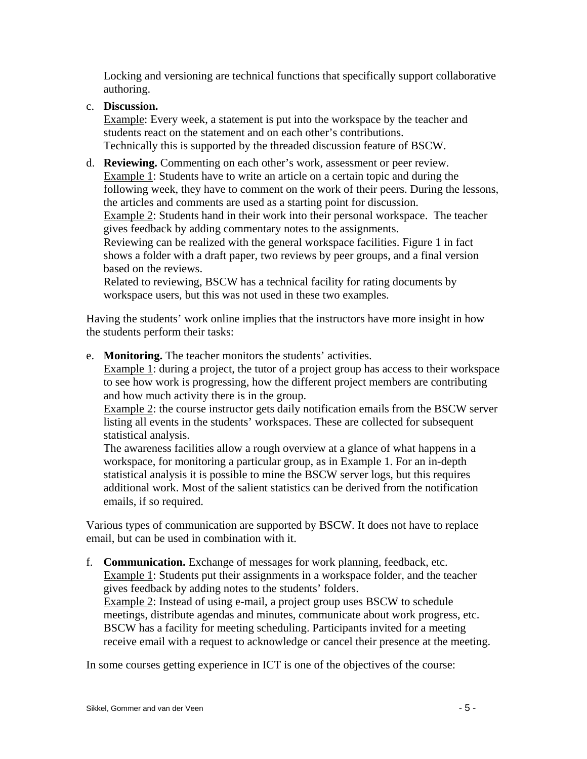Locking and versioning are technical functions that specifically support collaborative authoring.

c. **Discussion.**
   Example: Every week, a statement is put into the workspace by the teacher and students react on the statement and on each other's contributions.
   Technically this is supported by the threaded discussion feature of BSCW.

d. **Reviewing.** Commenting on each other's work, assessment or peer review.
   Example 1: Students have to write an article on a certain topic and during the following week, they have to comment on the work of their peers. During the lessons, the articles and comments are used as a starting point for discussion.
   Example 2: Students hand in their work into their personal workspace. The teacher gives feedback by adding commentary notes to the assignments.
   Reviewing can be realized with the general workspace facilities. Figure 1 in fact shows a folder with a draft paper, two reviews by peer groups, and a final version based on the reviews.
   Related to reviewing, BSCW has a technical facility for rating documents by workspace users, but this was not used in these two examples.

Having the students' work online implies that the instructors have more insight in how the students perform their tasks:

e. **Monitoring.** The teacher monitors the students' activities.
   Example 1: during a project, the tutor of a project group has access to their workspace to see how work is progressing, how the different project members are contributing and how much activity there is in the group.
   Example 2: the course instructor gets daily notification emails from the BSCW server listing all events in the students' workspaces. These are collected for subsequent statistical analysis.
   The awareness facilities allow a rough overview at a glance of what happens in a workspace, for monitoring a particular group, as in Example 1. For an in-depth statistical analysis it is possible to mine the BSCW server logs, but this requires additional work. Most of the salient statistics can be derived from the notification emails, if so required.

Various types of communication are supported by BSCW. It does not have to replace email, but can be used in combination with it.

f. **Communication.** Exchange of messages for work planning, feedback, etc.
   Example 1: Students put their assignments in a workspace folder, and the teacher gives feedback by adding notes to the students' folders.
   Example 2: Instead of using e-mail, a project group uses BSCW to schedule meetings, distribute agendas and minutes, communicate about work progress, etc.
   BSCW has a facility for meeting scheduling. Participants invited for a meeting receive email with a request to acknowledge or cancel their presence at the meeting.

In some courses getting experience in ICT is one of the objectives of the course: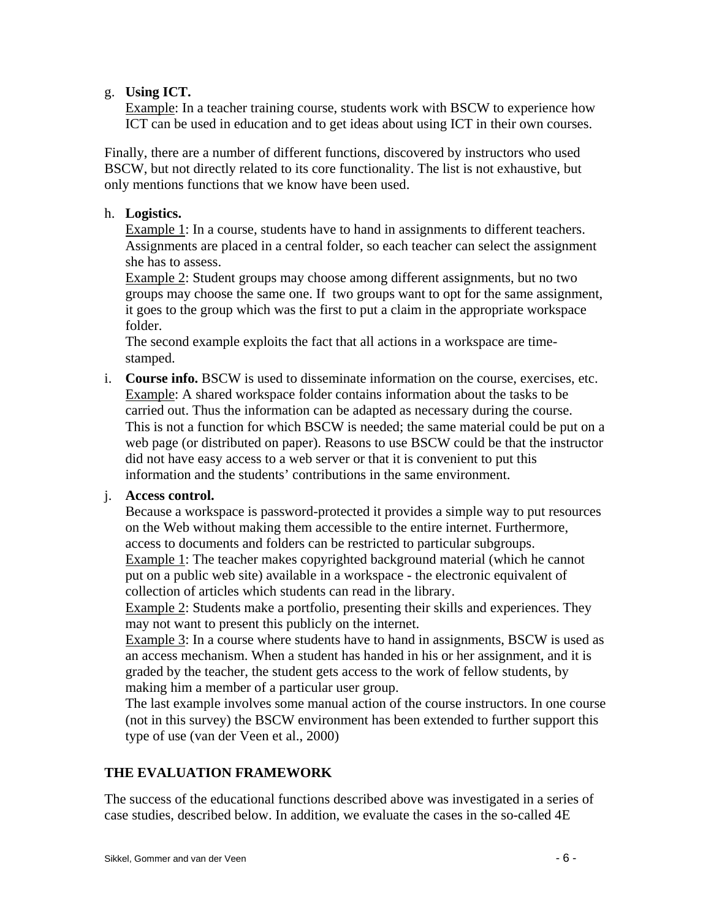g. **Using ICT.**
   Example: In a teacher training course, students work with BSCW to experience how ICT can be used in education and to get ideas about using ICT in their own courses.

Finally, there are a number of different functions, discovered by instructors who used BSCW, but not directly related to its core functionality. The list is not exhaustive, but only mentions functions that we know have been used.

h. **Logistics.**
   Example 1: In a course, students have to hand in assignments to different teachers. Assignments are placed in a central folder, so each teacher can select the assignment she has to assess.
   Example 2: Student groups may choose among different assignments, but no two groups may choose the same one. If two groups want to opt for the same assignment, it goes to the group which was the first to put a claim in the appropriate workspace folder.
   The second example exploits the fact that all actions in a workspace are time-stamped.

i. **Course info.** BSCW is used to disseminate information on the course, exercises, etc.
   Example: A shared workspace folder contains information about the tasks to be carried out. Thus the information can be adapted as necessary during the course.
   This is not a function for which BSCW is needed; the same material could be put on a web page (or distributed on paper). Reasons to use BSCW could be that the instructor did not have easy access to a web server or that it is convenient to put this information and the students' contributions in the same environment.

j. **Access control.**
   Because a workspace is password-protected it provides a simple way to put resources on the Web without making them accessible to the entire internet. Furthermore, access to documents and folders can be restricted to particular subgroups.
   Example 1: The teacher makes copyrighted background material (which he cannot put on a public web site) available in a workspace - the electronic equivalent of collection of articles which students can read in the library.
   Example 2: Students make a portfolio, presenting their skills and experiences. They may not want to present this publicly on the internet.
   Example 3: In a course where students have to hand in assignments, BSCW is used as an access mechanism. When a student has handed in his or her assignment, and it is graded by the teacher, the student gets access to the work of fellow students, by making him a member of a particular user group.
   The last example involves some manual action of the course instructors. In one course (not in this survey) the BSCW environment has been extended to further support this type of use (van der Veen et al., 2000)

## THE EVALUATION FRAMEWORK

The success of the educational functions described above was investigated in a series of case studies, described below. In addition, we evaluate the cases in the so-called 4E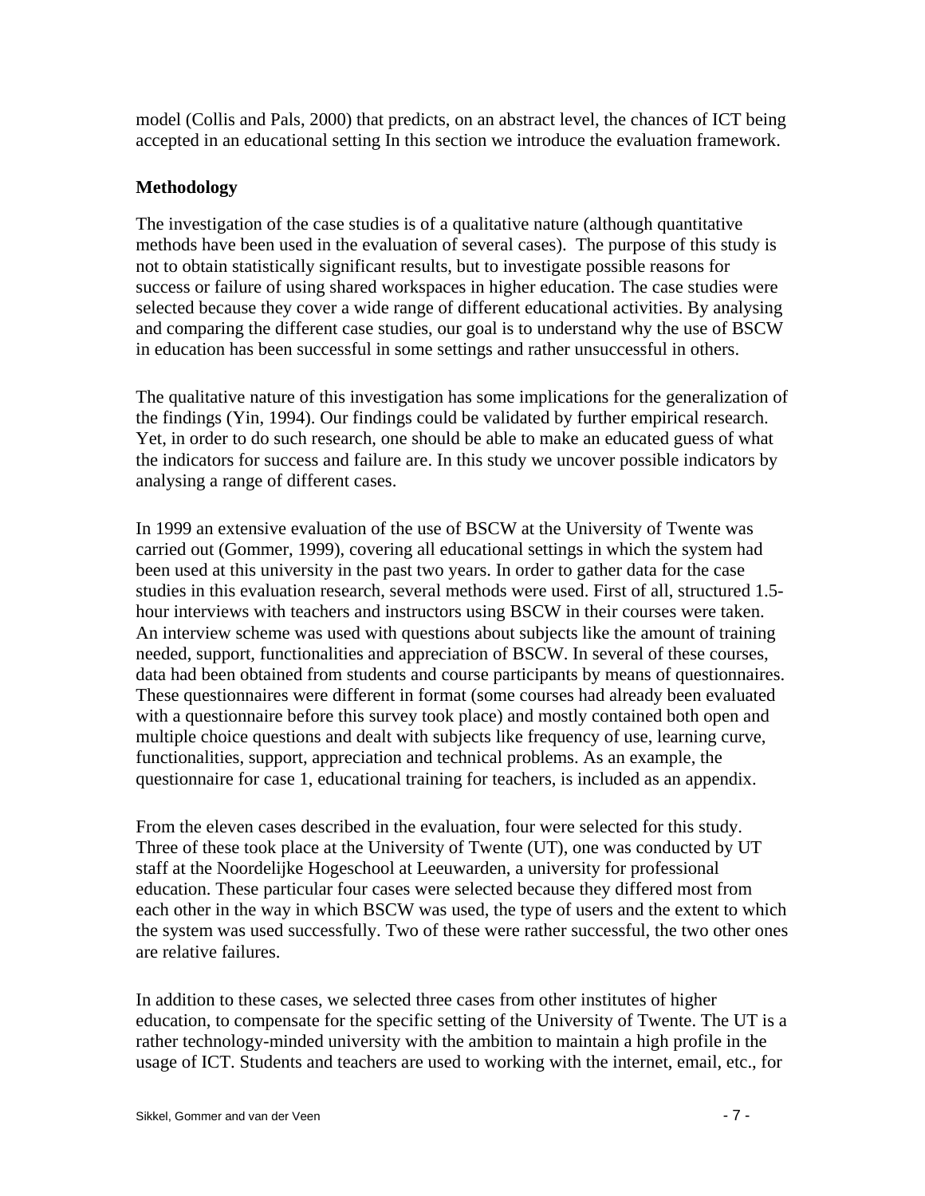model (Collis and Pals, 2000) that predicts, on an abstract level, the chances of ICT being accepted in an educational setting In this section we introduce the evaluation framework.

### Methodology

The investigation of the case studies is of a qualitative nature (although quantitative methods have been used in the evaluation of several cases). The purpose of this study is not to obtain statistically significant results, but to investigate possible reasons for success or failure of using shared workspaces in higher education. The case studies were selected because they cover a wide range of different educational activities. By analysing and comparing the different case studies, our goal is to understand why the use of BSCW in education has been successful in some settings and rather unsuccessful in others.

The qualitative nature of this investigation has some implications for the generalization of the findings (Yin, 1994). Our findings could be validated by further empirical research. Yet, in order to do such research, one should be able to make an educated guess of what the indicators for success and failure are. In this study we uncover possible indicators by analysing a range of different cases.

In 1999 an extensive evaluation of the use of BSCW at the University of Twente was carried out (Gommer, 1999), covering all educational settings in which the system had been used at this university in the past two years. In order to gather data for the case studies in this evaluation research, several methods were used. First of all, structured 1.5-hour interviews with teachers and instructors using BSCW in their courses were taken. An interview scheme was used with questions about subjects like the amount of training needed, support, functionalities and appreciation of BSCW. In several of these courses, data had been obtained from students and course participants by means of questionnaires. These questionnaires were different in format (some courses had already been evaluated with a questionnaire before this survey took place) and mostly contained both open and multiple choice questions and dealt with subjects like frequency of use, learning curve, functionalities, support, appreciation and technical problems. As an example, the questionnaire for case 1, educational training for teachers, is included as an appendix.

From the eleven cases described in the evaluation, four were selected for this study. Three of these took place at the University of Twente (UT), one was conducted by UT staff at the Noordelijke Hogeschool at Leeuwarden, a university for professional education. These particular four cases were selected because they differed most from each other in the way in which BSCW was used, the type of users and the extent to which the system was used successfully. Two of these were rather successful, the two other ones are relative failures.

In addition to these cases, we selected three cases from other institutes of higher education, to compensate for the specific setting of the University of Twente. The UT is a rather technology-minded university with the ambition to maintain a high profile in the usage of ICT. Students and teachers are used to working with the internet, email, etc., for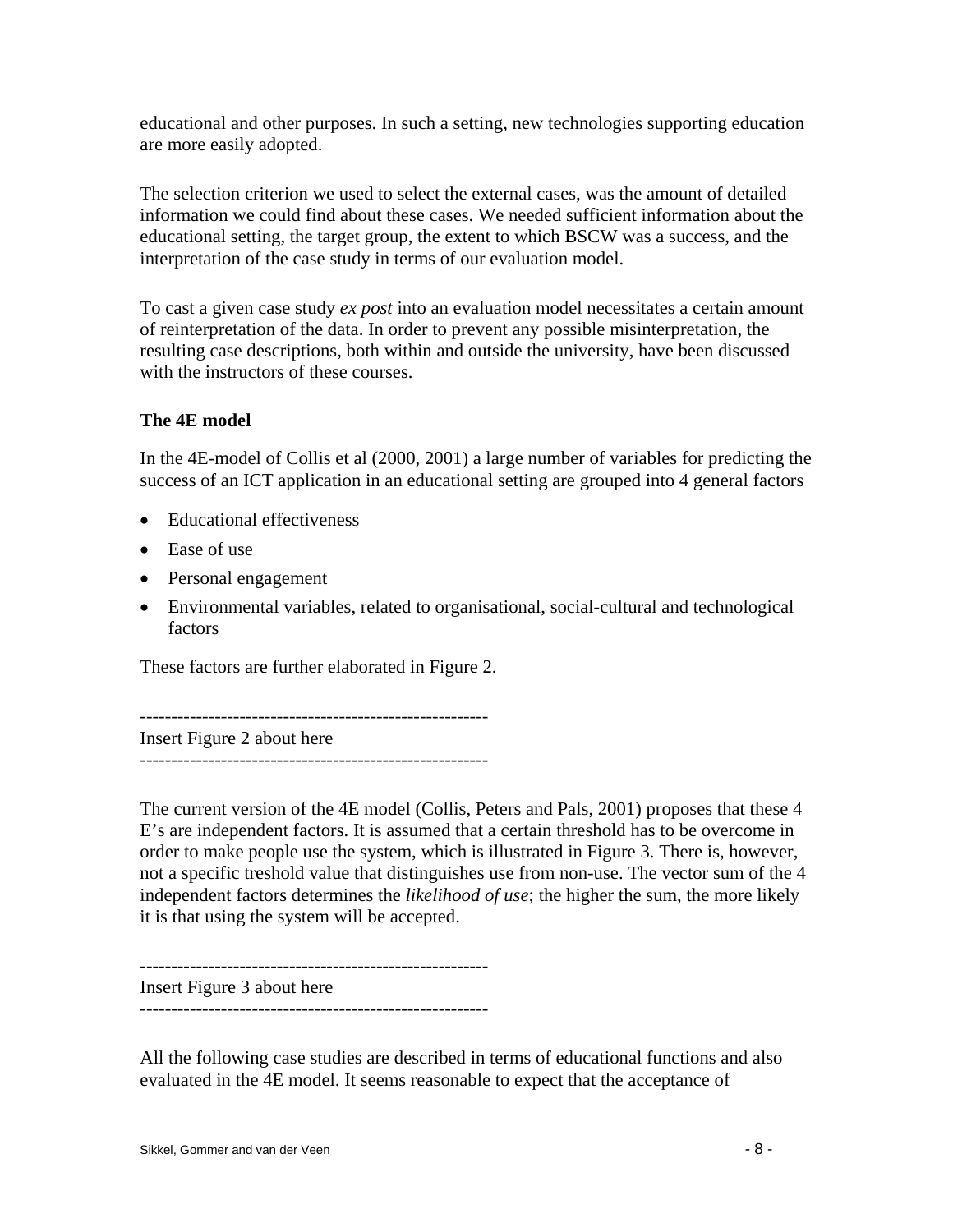educational and other purposes. In such a setting, new technologies supporting education are more easily adopted.

The selection criterion we used to select the external cases, was the amount of detailed information we could find about these cases. We needed sufficient information about the educational setting, the target group, the extent to which BSCW was a success, and the interpretation of the case study in terms of our evaluation model.

To cast a given case study *ex post* into an evaluation model necessitates a certain amount of reinterpretation of the data. In order to prevent any possible misinterpretation, the resulting case descriptions, both within and outside the university, have been discussed with the instructors of these courses.

**The 4E model**

In the 4E-model of Collis et al (2000, 2001) a large number of variables for predicting the success of an ICT application in an educational setting are grouped into 4 general factors

- Educational effectiveness
- Ease of use
- Personal engagement
- Environmental variables, related to organisational, social-cultural and technological factors

These factors are further elaborated in Figure 2.

--------------------------------------------------------

Insert Figure 2 about here

--------------------------------------------------------

The current version of the 4E model (Collis, Peters and Pals, 2001) proposes that these 4 E's are independent factors. It is assumed that a certain threshold has to be overcome in order to make people use the system, which is illustrated in Figure 3. There is, however, not a specific treshold value that distinguishes use from non-use. The vector sum of the 4 independent factors determines the *likelihood of use*; the higher the sum, the more likely it is that using the system will be accepted.

--------------------------------------------------------

Insert Figure 3 about here

--------------------------------------------------------

All the following case studies are described in terms of educational functions and also evaluated in the 4E model. It seems reasonable to expect that the acceptance of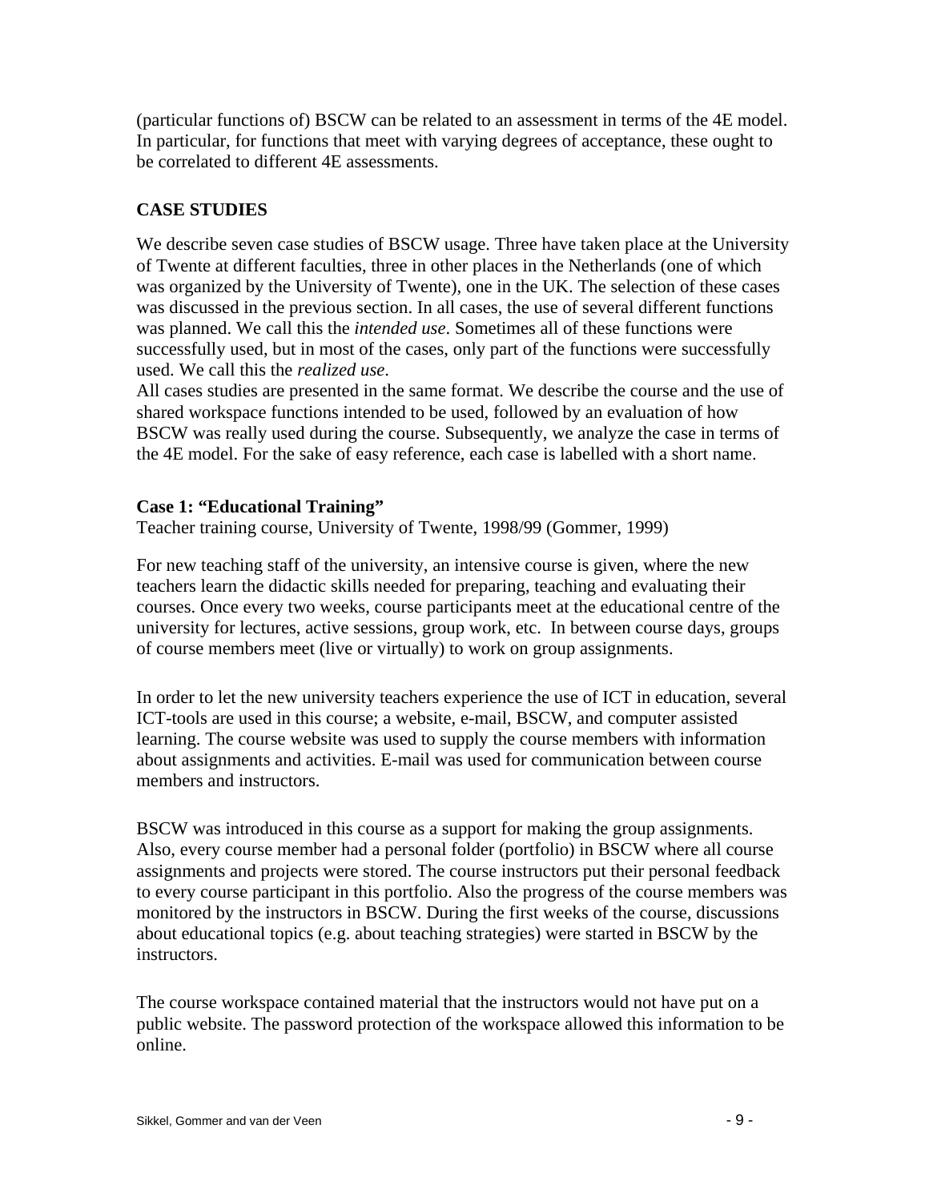(particular functions of) BSCW can be related to an assessment in terms of the 4E model. In particular, for functions that meet with varying degrees of acceptance, these ought to be correlated to different 4E assessments.

## CASE STUDIES

We describe seven case studies of BSCW usage. Three have taken place at the University of Twente at different faculties, three in other places in the Netherlands (one of which was organized by the University of Twente), one in the UK. The selection of these cases was discussed in the previous section. In all cases, the use of several different functions was planned. We call this the *intended use*. Sometimes all of these functions were successfully used, but in most of the cases, only part of the functions were successfully used. We call this the *realized use*.
All cases studies are presented in the same format. We describe the course and the use of shared workspace functions intended to be used, followed by an evaluation of how BSCW was really used during the course. Subsequently, we analyze the case in terms of the 4E model. For the sake of easy reference, each case is labelled with a short name.

### Case 1: "Educational Training"

Teacher training course, University of Twente, 1998/99 (Gommer, 1999)

For new teaching staff of the university, an intensive course is given, where the new teachers learn the didactic skills needed for preparing, teaching and evaluating their courses. Once every two weeks, course participants meet at the educational centre of the university for lectures, active sessions, group work, etc. In between course days, groups of course members meet (live or virtually) to work on group assignments.

In order to let the new university teachers experience the use of ICT in education, several ICT-tools are used in this course; a website, e-mail, BSCW, and computer assisted learning. The course website was used to supply the course members with information about assignments and activities. E-mail was used for communication between course members and instructors.

BSCW was introduced in this course as a support for making the group assignments. Also, every course member had a personal folder (portfolio) in BSCW where all course assignments and projects were stored. The course instructors put their personal feedback to every course participant in this portfolio. Also the progress of the course members was monitored by the instructors in BSCW. During the first weeks of the course, discussions about educational topics (e.g. about teaching strategies) were started in BSCW by the instructors.

The course workspace contained material that the instructors would not have put on a public website. The password protection of the workspace allowed this information to be online.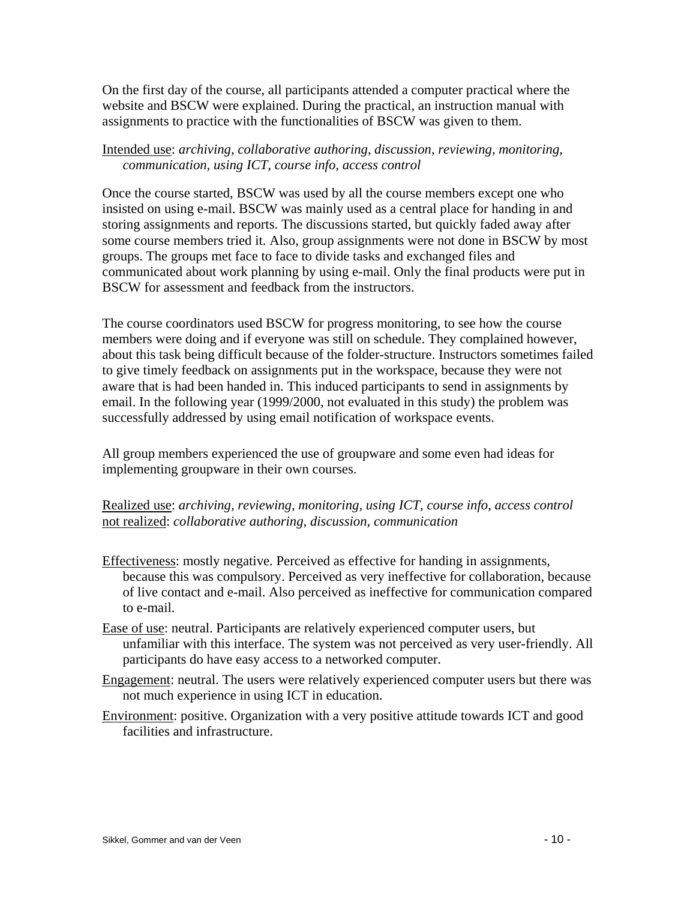On the first day of the course, all participants attended a computer practical where the website and BSCW were explained. During the practical, an instruction manual with assignments to practice with the functionalities of BSCW was given to them.

<u>Intended use</u>: *archiving, collaborative authoring, discussion, reviewing, monitoring, communication, using ICT, course info, access control*

Once the course started, BSCW was used by all the course members except one who insisted on using e-mail. BSCW was mainly used as a central place for handing in and storing assignments and reports. The discussions started, but quickly faded away after some course members tried it. Also, group assignments were not done in BSCW by most groups. The groups met face to face to divide tasks and exchanged files and communicated about work planning by using e-mail. Only the final products were put in BSCW for assessment and feedback from the instructors.

The course coordinators used BSCW for progress monitoring, to see how the course members were doing and if everyone was still on schedule. They complained however, about this task being difficult because of the folder-structure. Instructors sometimes failed to give timely feedback on assignments put in the workspace, because they were not aware that is had been handed in. This induced participants to send in assignments by email. In the following year (1999/2000, not evaluated in this study) the problem was successfully addressed by using email notification of workspace events.

All group members experienced the use of groupware and some even had ideas for implementing groupware in their own courses.

<u>Realized use</u>: *archiving, reviewing, monitoring, using ICT, course info, access control*
<u>not realized</u>: *collaborative authoring, discussion, communication*

<u>Effectiveness</u>: mostly negative. Perceived as effective for handing in assignments, because this was compulsory. Perceived as very ineffective for collaboration, because of live contact and e-mail. Also perceived as ineffective for communication compared to e-mail.

<u>Ease of use</u>: neutral. Participants are relatively experienced computer users, but unfamiliar with this interface. The system was not perceived as very user-friendly. All participants do have easy access to a networked computer.

<u>Engagement</u>: neutral. The users were relatively experienced computer users but there was not much experience in using ICT in education.

<u>Environment</u>: positive. Organization with a very positive attitude towards ICT and good facilities and infrastructure.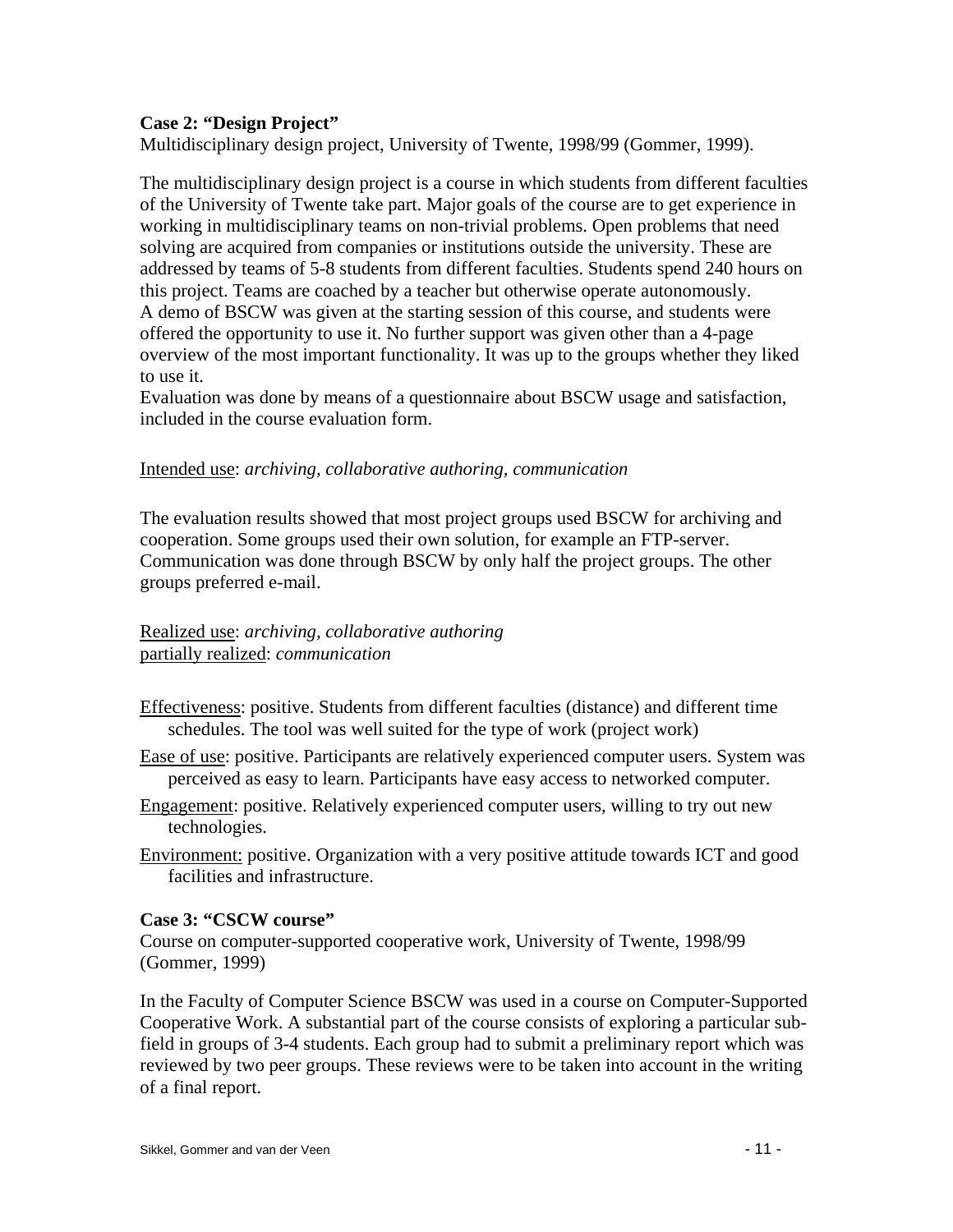**Case 2: "Design Project"**

Multidisciplinary design project, University of Twente, 1998/99 (Gommer, 1999).

The multidisciplinary design project is a course in which students from different faculties of the University of Twente take part. Major goals of the course are to get experience in working in multidisciplinary teams on non-trivial problems. Open problems that need solving are acquired from companies or institutions outside the university. These are addressed by teams of 5-8 students from different faculties. Students spend 240 hours on this project. Teams are coached by a teacher but otherwise operate autonomously.
A demo of BSCW was given at the starting session of this course, and students were offered the opportunity to use it. No further support was given other than a 4-page overview of the most important functionality. It was up to the groups whether they liked to use it.
Evaluation was done by means of a questionnaire about BSCW usage and satisfaction, included in the course evaluation form.

Intended use: *archiving, collaborative authoring, communication*

The evaluation results showed that most project groups used BSCW for archiving and cooperation. Some groups used their own solution, for example an FTP-server. Communication was done through BSCW by only half the project groups. The other groups preferred e-mail.

Realized use: *archiving, collaborative authoring*
partially realized: *communication*

Effectiveness: positive. Students from different faculties (distance) and different time schedules. The tool was well suited for the type of work (project work)

Ease of use: positive. Participants are relatively experienced computer users. System was perceived as easy to learn. Participants have easy access to networked computer.

Engagement: positive. Relatively experienced computer users, willing to try out new technologies.

Environment: positive. Organization with a very positive attitude towards ICT and good facilities and infrastructure.

**Case 3: "CSCW course"**

Course on computer-supported cooperative work, University of Twente, 1998/99 (Gommer, 1999)

In the Faculty of Computer Science BSCW was used in a course on Computer-Supported Cooperative Work. A substantial part of the course consists of exploring a particular sub-field in groups of 3-4 students. Each group had to submit a preliminary report which was reviewed by two peer groups. These reviews were to be taken into account in the writing of a final report.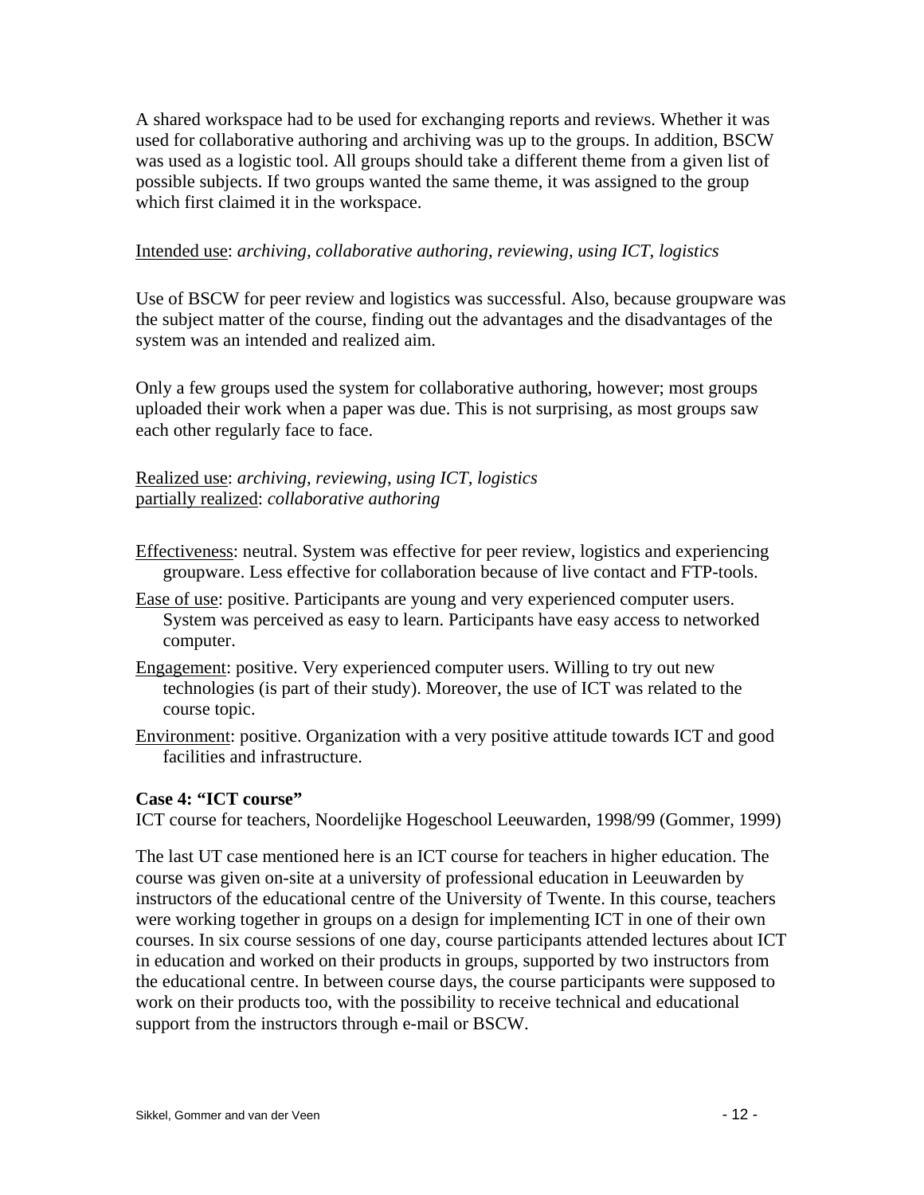A shared workspace had to be used for exchanging reports and reviews. Whether it was used for collaborative authoring and archiving was up to the groups. In addition, BSCW was used as a logistic tool. All groups should take a different theme from a given list of possible subjects. If two groups wanted the same theme, it was assigned to the group which first claimed it in the workspace.

Intended use: *archiving, collaborative authoring, reviewing, using ICT, logistics*

Use of BSCW for peer review and logistics was successful. Also, because groupware was the subject matter of the course, finding out the advantages and the disadvantages of the system was an intended and realized aim.

Only a few groups used the system for collaborative authoring, however; most groups uploaded their work when a paper was due. This is not surprising, as most groups saw each other regularly face to face.

Realized use: *archiving, reviewing, using ICT, logistics*
partially realized: *collaborative authoring*

Effectiveness: neutral. System was effective for peer review, logistics and experiencing groupware. Less effective for collaboration because of live contact and FTP-tools.

Ease of use: positive. Participants are young and very experienced computer users. System was perceived as easy to learn. Participants have easy access to networked computer.

Engagement: positive. Very experienced computer users. Willing to try out new technologies (is part of their study). Moreover, the use of ICT was related to the course topic.

Environment: positive. Organization with a very positive attitude towards ICT and good facilities and infrastructure.

**Case 4: "ICT course"**

ICT course for teachers, Noordelijke Hogeschool Leeuwarden, 1998/99 (Gommer, 1999)

The last UT case mentioned here is an ICT course for teachers in higher education. The course was given on-site at a university of professional education in Leeuwarden by instructors of the educational centre of the University of Twente. In this course, teachers were working together in groups on a design for implementing ICT in one of their own courses. In six course sessions of one day, course participants attended lectures about ICT in education and worked on their products in groups, supported by two instructors from the educational centre. In between course days, the course participants were supposed to work on their products too, with the possibility to receive technical and educational support from the instructors through e-mail or BSCW.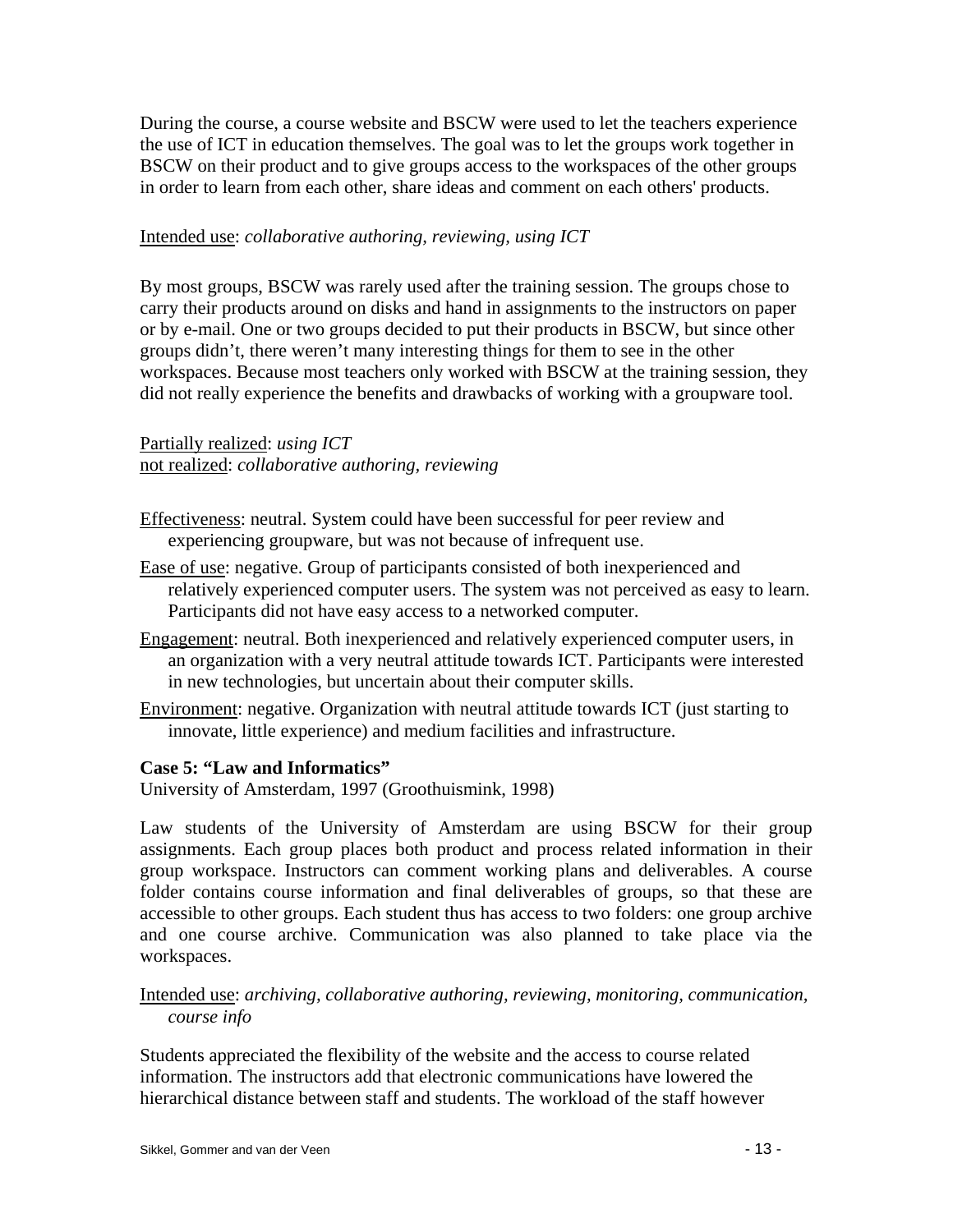During the course, a course website and BSCW were used to let the teachers experience the use of ICT in education themselves. The goal was to let the groups work together in BSCW on their product and to give groups access to the workspaces of the other groups in order to learn from each other, share ideas and comment on each others' products.

Intended use: *collaborative authoring, reviewing, using ICT*

By most groups, BSCW was rarely used after the training session. The groups chose to carry their products around on disks and hand in assignments to the instructors on paper or by e-mail. One or two groups decided to put their products in BSCW, but since other groups didn't, there weren't many interesting things for them to see in the other workspaces. Because most teachers only worked with BSCW at the training session, they did not really experience the benefits and drawbacks of working with a groupware tool.

Partially realized: *using ICT*
not realized: *collaborative authoring, reviewing*

Effectiveness: neutral. System could have been successful for peer review and experiencing groupware, but was not because of infrequent use.

Ease of use: negative. Group of participants consisted of both inexperienced and relatively experienced computer users. The system was not perceived as easy to learn. Participants did not have easy access to a networked computer.

Engagement: neutral. Both inexperienced and relatively experienced computer users, in an organization with a very neutral attitude towards ICT. Participants were interested in new technologies, but uncertain about their computer skills.

Environment: negative. Organization with neutral attitude towards ICT (just starting to innovate, little experience) and medium facilities and infrastructure.

**Case 5: "Law and Informatics"**
University of Amsterdam, 1997 (Groothuismink, 1998)

Law students of the University of Amsterdam are using BSCW for their group assignments. Each group places both product and process related information in their group workspace. Instructors can comment working plans and deliverables. A course folder contains course information and final deliverables of groups, so that these are accessible to other groups. Each student thus has access to two folders: one group archive and one course archive. Communication was also planned to take place via the workspaces.

Intended use: *archiving, collaborative authoring, reviewing, monitoring, communication, course info*

Students appreciated the flexibility of the website and the access to course related information. The instructors add that electronic communications have lowered the hierarchical distance between staff and students. The workload of the staff however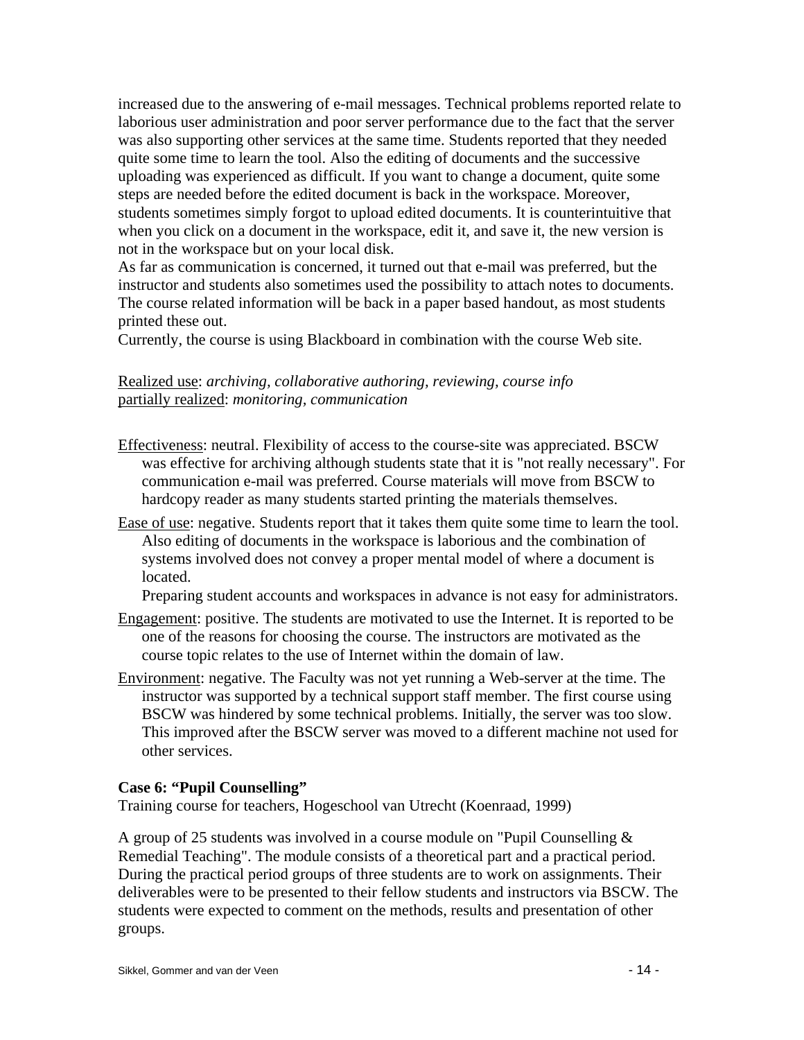increased due to the answering of e-mail messages. Technical problems reported relate to laborious user administration and poor server performance due to the fact that the server was also supporting other services at the same time. Students reported that they needed quite some time to learn the tool. Also the editing of documents and the successive uploading was experienced as difficult. If you want to change a document, quite some steps are needed before the edited document is back in the workspace. Moreover, students sometimes simply forgot to upload edited documents. It is counterintuitive that when you click on a document in the workspace, edit it, and save it, the new version is not in the workspace but on your local disk.

As far as communication is concerned, it turned out that e-mail was preferred, but the instructor and students also sometimes used the possibility to attach notes to documents. The course related information will be back in a paper based handout, as most students printed these out.

Currently, the course is using Blackboard in combination with the course Web site.

Realized use: *archiving, collaborative authoring, reviewing, course info*
partially realized: *monitoring, communication*

Effectiveness: neutral. Flexibility of access to the course-site was appreciated. BSCW was effective for archiving although students state that it is "not really necessary". For communication e-mail was preferred. Course materials will move from BSCW to hardcopy reader as many students started printing the materials themselves.

Ease of use: negative. Students report that it takes them quite some time to learn the tool. Also editing of documents in the workspace is laborious and the combination of systems involved does not convey a proper mental model of where a document is located.
Preparing student accounts and workspaces in advance is not easy for administrators.

Engagement: positive. The students are motivated to use the Internet. It is reported to be one of the reasons for choosing the course. The instructors are motivated as the course topic relates to the use of Internet within the domain of law.

Environment: negative. The Faculty was not yet running a Web-server at the time. The instructor was supported by a technical support staff member. The first course using BSCW was hindered by some technical problems. Initially, the server was too slow. This improved after the BSCW server was moved to a different machine not used for other services.

**Case 6: "Pupil Counselling"**

Training course for teachers, Hogeschool van Utrecht (Koenraad, 1999)

A group of 25 students was involved in a course module on "Pupil Counselling & Remedial Teaching". The module consists of a theoretical part and a practical period. During the practical period groups of three students are to work on assignments. Their deliverables were to be presented to their fellow students and instructors via BSCW. The students were expected to comment on the methods, results and presentation of other groups.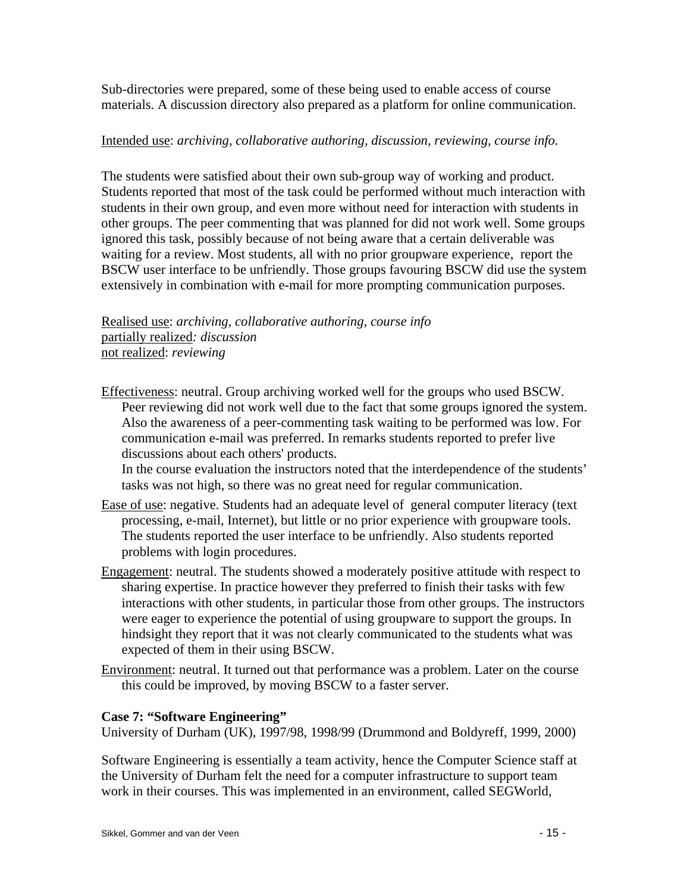Sub-directories were prepared, some of these being used to enable access of course materials. A discussion directory also prepared as a platform for online communication.

Intended use: *archiving, collaborative authoring, discussion, reviewing, course info.*

The students were satisfied about their own sub-group way of working and product. Students reported that most of the task could be performed without much interaction with students in their own group, and even more without need for interaction with students in other groups. The peer commenting that was planned for did not work well. Some groups ignored this task, possibly because of not being aware that a certain deliverable was waiting for a review. Most students, all with no prior groupware experience, report the BSCW user interface to be unfriendly. Those groups favouring BSCW did use the system extensively in combination with e-mail for more prompting communication purposes.

Realised use: *archiving, collaborative authoring, course info*
partially realized*: discussion*
not realized: *reviewing*

Effectiveness: neutral. Group archiving worked well for the groups who used BSCW. Peer reviewing did not work well due to the fact that some groups ignored the system. Also the awareness of a peer-commenting task waiting to be performed was low. For communication e-mail was preferred. In remarks students reported to prefer live discussions about each others' products.
In the course evaluation the instructors noted that the interdependence of the students' tasks was not high, so there was no great need for regular communication.

Ease of use: negative. Students had an adequate level of general computer literacy (text processing, e-mail, Internet), but little or no prior experience with groupware tools. The students reported the user interface to be unfriendly. Also students reported problems with login procedures.

Engagement: neutral. The students showed a moderately positive attitude with respect to sharing expertise. In practice however they preferred to finish their tasks with few interactions with other students, in particular those from other groups. The instructors were eager to experience the potential of using groupware to support the groups. In hindsight they report that it was not clearly communicated to the students what was expected of them in their using BSCW.

Environment: neutral. It turned out that performance was a problem. Later on the course this could be improved, by moving BSCW to a faster server.

**Case 7: "Software Engineering"**
University of Durham (UK), 1997/98, 1998/99 (Drummond and Boldyreff, 1999, 2000)

Software Engineering is essentially a team activity, hence the Computer Science staff at the University of Durham felt the need for a computer infrastructure to support team work in their courses. This was implemented in an environment, called SEGWorld,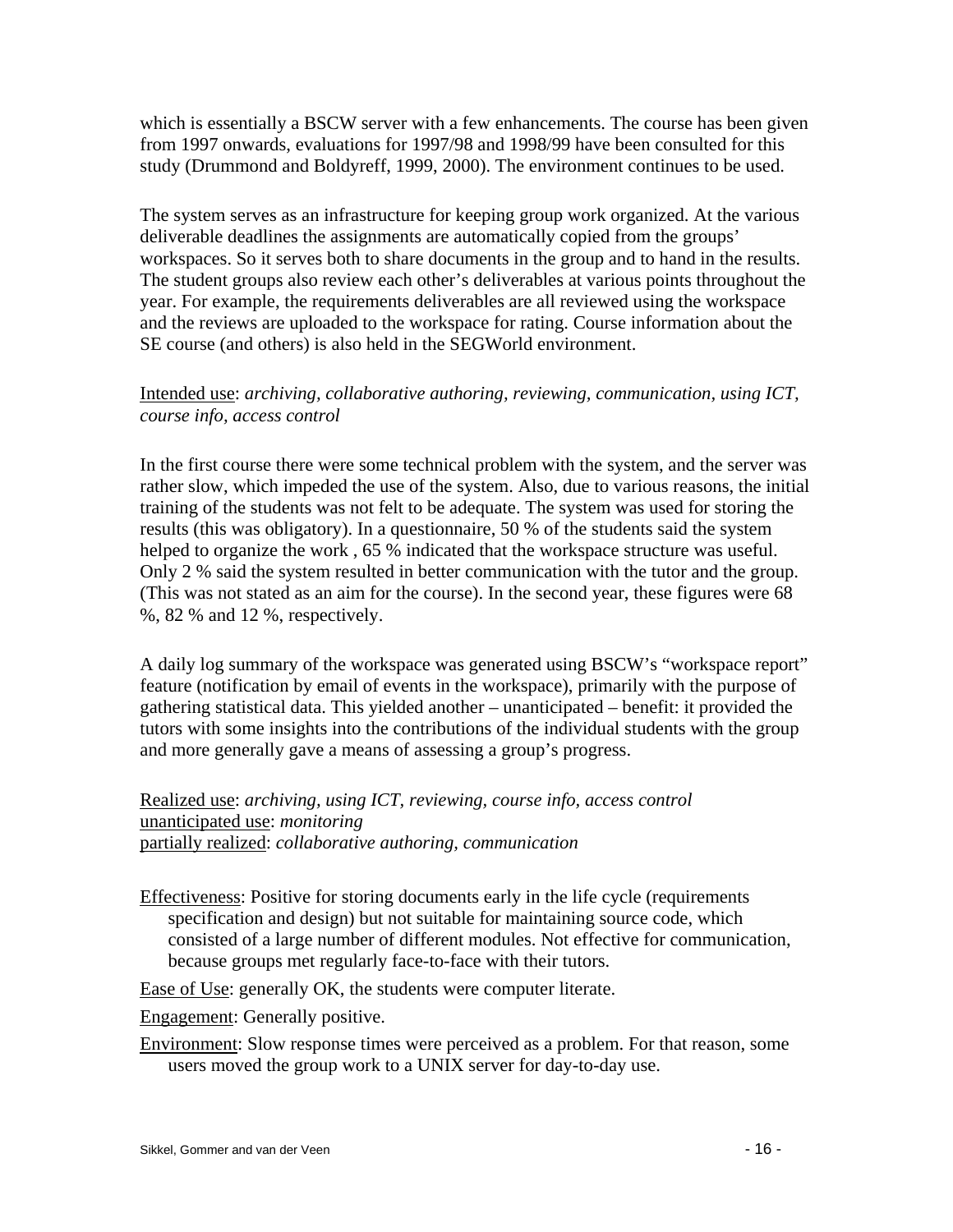which is essentially a BSCW server with a few enhancements. The course has been given from 1997 onwards, evaluations for 1997/98 and 1998/99 have been consulted for this study (Drummond and Boldyreff, 1999, 2000). The environment continues to be used.

The system serves as an infrastructure for keeping group work organized. At the various deliverable deadlines the assignments are automatically copied from the groups' workspaces. So it serves both to share documents in the group and to hand in the results. The student groups also review each other's deliverables at various points throughout the year. For example, the requirements deliverables are all reviewed using the workspace and the reviews are uploaded to the workspace for rating. Course information about the SE course (and others) is also held in the SEGWorld environment.

Intended use: *archiving, collaborative authoring, reviewing, communication, using ICT, course info, access control*

In the first course there were some technical problem with the system, and the server was rather slow, which impeded the use of the system. Also, due to various reasons, the initial training of the students was not felt to be adequate. The system was used for storing the results (this was obligatory). In a questionnaire, 50 % of the students said the system helped to organize the work , 65 % indicated that the workspace structure was useful. Only 2 % said the system resulted in better communication with the tutor and the group. (This was not stated as an aim for the course). In the second year, these figures were 68 %, 82 % and 12 %, respectively.

A daily log summary of the workspace was generated using BSCW's "workspace report" feature (notification by email of events in the workspace), primarily with the purpose of gathering statistical data. This yielded another – unanticipated – benefit: it provided the tutors with some insights into the contributions of the individual students with the group and more generally gave a means of assessing a group's progress.

Realized use: *archiving, using ICT, reviewing, course info, access control*
unanticipated use: *monitoring*
partially realized: *collaborative authoring, communication*

Effectiveness: Positive for storing documents early in the life cycle (requirements specification and design) but not suitable for maintaining source code, which consisted of a large number of different modules. Not effective for communication, because groups met regularly face-to-face with their tutors.

Ease of Use: generally OK, the students were computer literate.

Engagement: Generally positive.

Environment: Slow response times were perceived as a problem. For that reason, some users moved the group work to a UNIX server for day-to-day use.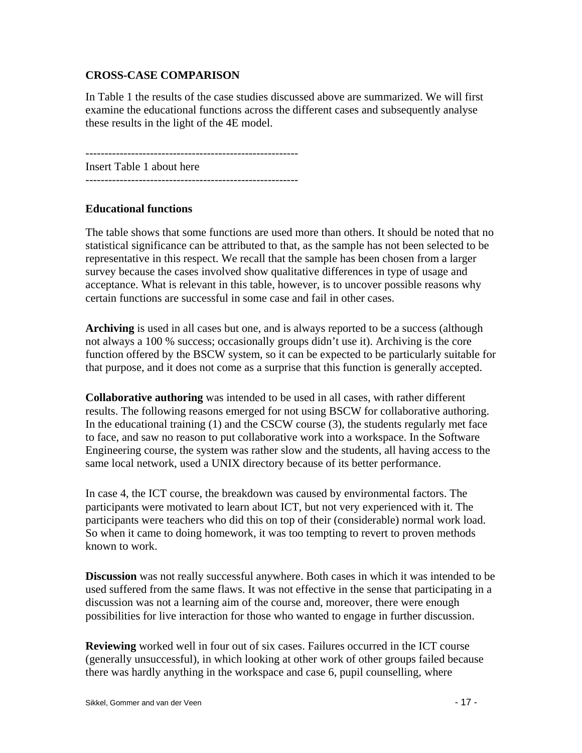## CROSS-CASE COMPARISON

In Table 1 the results of the case studies discussed above are summarized. We will first examine the educational functions across the different cases and subsequently analyse these results in the light of the 4E model.

--------------------------------------------------------

Insert Table 1 about here

--------------------------------------------------------

### Educational functions

The table shows that some functions are used more than others. It should be noted that no statistical significance can be attributed to that, as the sample has not been selected to be representative in this respect. We recall that the sample has been chosen from a larger survey because the cases involved show qualitative differences in type of usage and acceptance. What is relevant in this table, however, is to uncover possible reasons why certain functions are successful in some case and fail in other cases.

**Archiving** is used in all cases but one, and is always reported to be a success (although not always a 100 % success; occasionally groups didn't use it). Archiving is the core function offered by the BSCW system, so it can be expected to be particularly suitable for that purpose, and it does not come as a surprise that this function is generally accepted.

**Collaborative authoring** was intended to be used in all cases, with rather different results. The following reasons emerged for not using BSCW for collaborative authoring. In the educational training (1) and the CSCW course (3), the students regularly met face to face, and saw no reason to put collaborative work into a workspace. In the Software Engineering course, the system was rather slow and the students, all having access to the same local network, used a UNIX directory because of its better performance.

In case 4, the ICT course, the breakdown was caused by environmental factors. The participants were motivated to learn about ICT, but not very experienced with it. The participants were teachers who did this on top of their (considerable) normal work load. So when it came to doing homework, it was too tempting to revert to proven methods known to work.

**Discussion** was not really successful anywhere. Both cases in which it was intended to be used suffered from the same flaws. It was not effective in the sense that participating in a discussion was not a learning aim of the course and, moreover, there were enough possibilities for live interaction for those who wanted to engage in further discussion.

**Reviewing** worked well in four out of six cases. Failures occurred in the ICT course (generally unsuccessful), in which looking at other work of other groups failed because there was hardly anything in the workspace and case 6, pupil counselling, where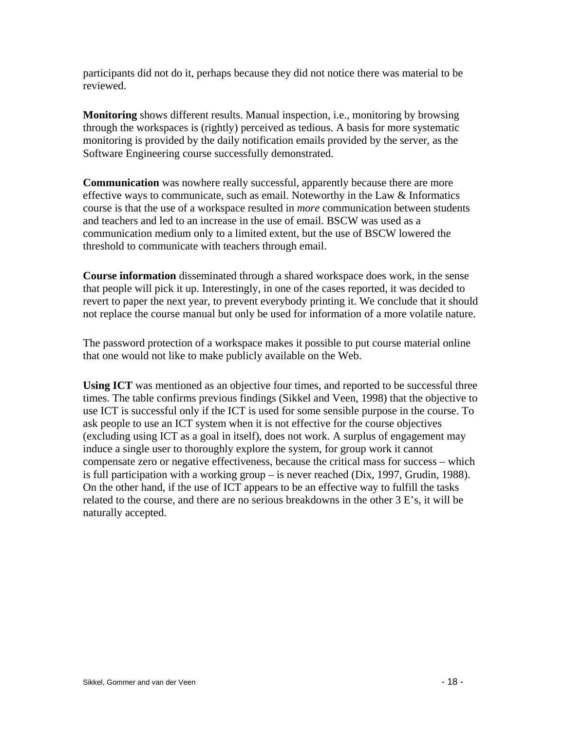participants did not do it, perhaps because they did not notice there was material to be reviewed.

**Monitoring** shows different results. Manual inspection, i.e., monitoring by browsing through the workspaces is (rightly) perceived as tedious. A basis for more systematic monitoring is provided by the daily notification emails provided by the server, as the Software Engineering course successfully demonstrated.

**Communication** was nowhere really successful, apparently because there are more effective ways to communicate, such as email. Noteworthy in the Law & Informatics course is that the use of a workspace resulted in *more* communication between students and teachers and led to an increase in the use of email. BSCW was used as a communication medium only to a limited extent, but the use of BSCW lowered the threshold to communicate with teachers through email.

**Course information** disseminated through a shared workspace does work, in the sense that people will pick it up. Interestingly, in one of the cases reported, it was decided to revert to paper the next year, to prevent everybody printing it. We conclude that it should not replace the course manual but only be used for information of a more volatile nature.

The password protection of a workspace makes it possible to put course material online that one would not like to make publicly available on the Web.

**Using ICT** was mentioned as an objective four times, and reported to be successful three times. The table confirms previous findings (Sikkel and Veen, 1998) that the objective to use ICT is successful only if the ICT is used for some sensible purpose in the course. To ask people to use an ICT system when it is not effective for the course objectives (excluding using ICT as a goal in itself), does not work. A surplus of engagement may induce a single user to thoroughly explore the system, for group work it cannot compensate zero or negative effectiveness, because the critical mass for success – which is full participation with a working group – is never reached (Dix, 1997, Grudin, 1988). On the other hand, if the use of ICT appears to be an effective way to fulfill the tasks related to the course, and there are no serious breakdowns in the other 3 E's, it will be naturally accepted.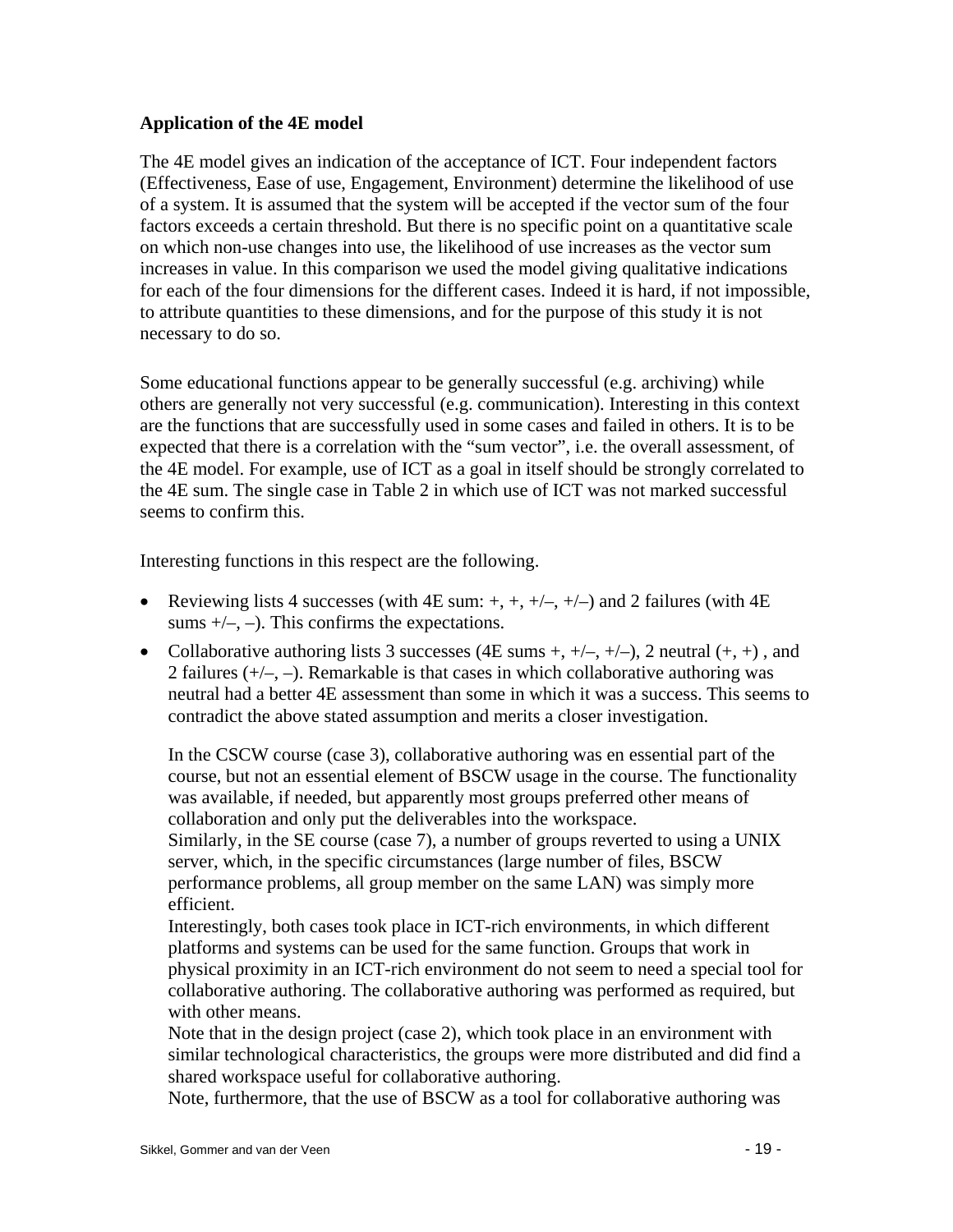**Application of the 4E model**

The 4E model gives an indication of the acceptance of ICT. Four independent factors (Effectiveness, Ease of use, Engagement, Environment) determine the likelihood of use of a system. It is assumed that the system will be accepted if the vector sum of the four factors exceeds a certain threshold. But there is no specific point on a quantitative scale on which non-use changes into use, the likelihood of use increases as the vector sum increases in value. In this comparison we used the model giving qualitative indications for each of the four dimensions for the different cases. Indeed it is hard, if not impossible, to attribute quantities to these dimensions, and for the purpose of this study it is not necessary to do so.

Some educational functions appear to be generally successful (e.g. archiving) while others are generally not very successful (e.g. communication). Interesting in this context are the functions that are successfully used in some cases and failed in others. It is to be expected that there is a correlation with the "sum vector", i.e. the overall assessment, of the 4E model. For example, use of ICT as a goal in itself should be strongly correlated to the 4E sum. The single case in Table 2 in which use of ICT was not marked successful seems to confirm this.

Interesting functions in this respect are the following.

- Reviewing lists 4 successes (with 4E sum: +, +, +/–, +/–) and 2 failures (with 4E sums +/–, –). This confirms the expectations.
- Collaborative authoring lists 3 successes (4E sums +, +/–, +/–), 2 neutral (+, +) , and 2 failures (+/–, –). Remarkable is that cases in which collaborative authoring was neutral had a better 4E assessment than some in which it was a success. This seems to contradict the above stated assumption and merits a closer investigation.

  In the CSCW course (case 3), collaborative authoring was en essential part of the course, but not an essential element of BSCW usage in the course. The functionality was available, if needed, but apparently most groups preferred other means of collaboration and only put the deliverables into the workspace.
  Similarly, in the SE course (case 7), a number of groups reverted to using a UNIX server, which, in the specific circumstances (large number of files, BSCW performance problems, all group member on the same LAN) was simply more efficient.
  Interestingly, both cases took place in ICT-rich environments, in which different platforms and systems can be used for the same function. Groups that work in physical proximity in an ICT-rich environment do not seem to need a special tool for collaborative authoring. The collaborative authoring was performed as required, but with other means.
  Note that in the design project (case 2), which took place in an environment with similar technological characteristics, the groups were more distributed and did find a shared workspace useful for collaborative authoring.
  Note, furthermore, that the use of BSCW as a tool for collaborative authoring was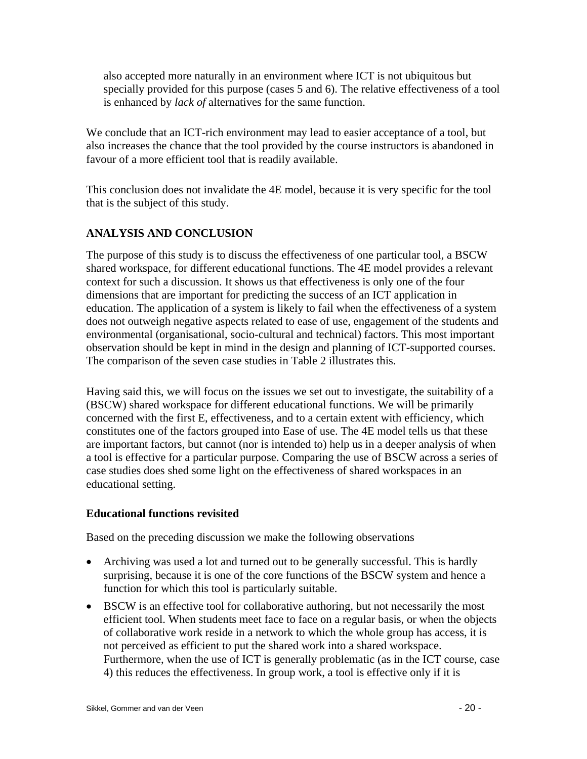also accepted more naturally in an environment where ICT is not ubiquitous but specially provided for this purpose (cases 5 and 6). The relative effectiveness of a tool is enhanced by *lack of* alternatives for the same function.

We conclude that an ICT-rich environment may lead to easier acceptance of a tool, but also increases the chance that the tool provided by the course instructors is abandoned in favour of a more efficient tool that is readily available.

This conclusion does not invalidate the 4E model, because it is very specific for the tool that is the subject of this study.

## ANALYSIS AND CONCLUSION

The purpose of this study is to discuss the effectiveness of one particular tool, a BSCW shared workspace, for different educational functions. The 4E model provides a relevant context for such a discussion. It shows us that effectiveness is only one of the four dimensions that are important for predicting the success of an ICT application in education. The application of a system is likely to fail when the effectiveness of a system does not outweigh negative aspects related to ease of use, engagement of the students and environmental (organisational, socio-cultural and technical) factors. This most important observation should be kept in mind in the design and planning of ICT-supported courses. The comparison of the seven case studies in Table 2 illustrates this.

Having said this, we will focus on the issues we set out to investigate, the suitability of a (BSCW) shared workspace for different educational functions. We will be primarily concerned with the first E, effectiveness, and to a certain extent with efficiency, which constitutes one of the factors grouped into Ease of use. The 4E model tells us that these are important factors, but cannot (nor is intended to) help us in a deeper analysis of when a tool is effective for a particular purpose. Comparing the use of BSCW across a series of case studies does shed some light on the effectiveness of shared workspaces in an educational setting.

### Educational functions revisited

Based on the preceding discussion we make the following observations

- Archiving was used a lot and turned out to be generally successful. This is hardly surprising, because it is one of the core functions of the BSCW system and hence a function for which this tool is particularly suitable.
- BSCW is an effective tool for collaborative authoring, but not necessarily the most efficient tool. When students meet face to face on a regular basis, or when the objects of collaborative work reside in a network to which the whole group has access, it is not perceived as efficient to put the shared work into a shared workspace. Furthermore, when the use of ICT is generally problematic (as in the ICT course, case 4) this reduces the effectiveness. In group work, a tool is effective only if it is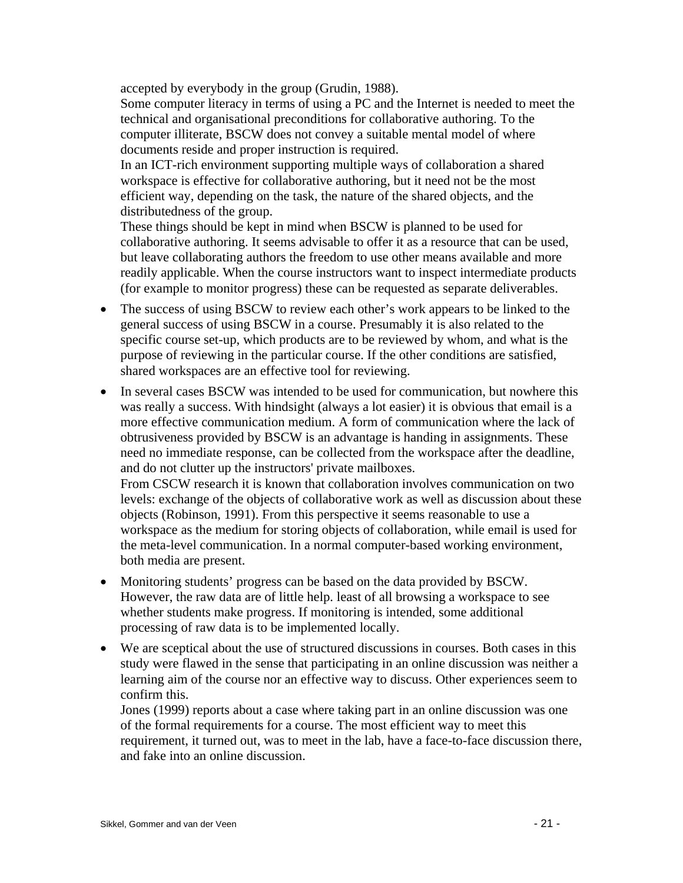accepted by everybody in the group (Grudin, 1988).
  Some computer literacy in terms of using a PC and the Internet is needed to meet the technical and organisational preconditions for collaborative authoring. To the computer illiterate, BSCW does not convey a suitable mental model of where documents reside and proper instruction is required.
  In an ICT-rich environment supporting multiple ways of collaboration a shared workspace is effective for collaborative authoring, but it need not be the most efficient way, depending on the task, the nature of the shared objects, and the distributedness of the group.
  These things should be kept in mind when BSCW is planned to be used for collaborative authoring. It seems advisable to offer it as a resource that can be used, but leave collaborating authors the freedom to use other means available and more readily applicable. When the course instructors want to inspect intermediate products (for example to monitor progress) these can be requested as separate deliverables.

- The success of using BSCW to review each other's work appears to be linked to the general success of using BSCW in a course. Presumably it is also related to the specific course set-up, which products are to be reviewed by whom, and what is the purpose of reviewing in the particular course. If the other conditions are satisfied, shared workspaces are an effective tool for reviewing.

- In several cases BSCW was intended to be used for communication, but nowhere this was really a success. With hindsight (always a lot easier) it is obvious that email is a more effective communication medium. A form of communication where the lack of obtrusiveness provided by BSCW is an advantage is handing in assignments. These need no immediate response, can be collected from the workspace after the deadline, and do not clutter up the instructors' private mailboxes.
  From CSCW research it is known that collaboration involves communication on two levels: exchange of the objects of collaborative work as well as discussion about these objects (Robinson, 1991). From this perspective it seems reasonable to use a workspace as the medium for storing objects of collaboration, while email is used for the meta-level communication. In a normal computer-based working environment, both media are present.

- Monitoring students' progress can be based on the data provided by BSCW. However, the raw data are of little help. least of all browsing a workspace to see whether students make progress. If monitoring is intended, some additional processing of raw data is to be implemented locally.

- We are sceptical about the use of structured discussions in courses. Both cases in this study were flawed in the sense that participating in an online discussion was neither a learning aim of the course nor an effective way to discuss. Other experiences seem to confirm this.
  Jones (1999) reports about a case where taking part in an online discussion was one of the formal requirements for a course. The most efficient way to meet this requirement, it turned out, was to meet in the lab, have a face-to-face discussion there, and fake into an online discussion.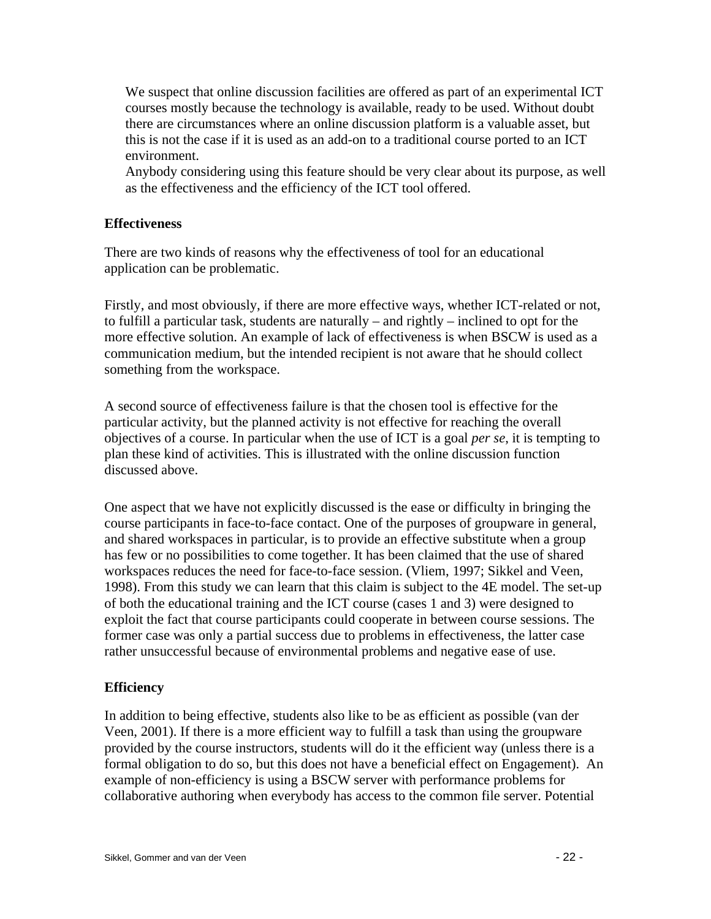We suspect that online discussion facilities are offered as part of an experimental ICT courses mostly because the technology is available, ready to be used. Without doubt there are circumstances where an online discussion platform is a valuable asset, but this is not the case if it is used as an add-on to a traditional course ported to an ICT environment.
Anybody considering using this feature should be very clear about its purpose, as well as the effectiveness and the efficiency of the ICT tool offered.

### Effectiveness

There are two kinds of reasons why the effectiveness of tool for an educational application can be problematic.

Firstly, and most obviously, if there are more effective ways, whether ICT-related or not, to fulfill a particular task, students are naturally – and rightly – inclined to opt for the more effective solution. An example of lack of effectiveness is when BSCW is used as a communication medium, but the intended recipient is not aware that he should collect something from the workspace.

A second source of effectiveness failure is that the chosen tool is effective for the particular activity, but the planned activity is not effective for reaching the overall objectives of a course. In particular when the use of ICT is a goal *per se*, it is tempting to plan these kind of activities. This is illustrated with the online discussion function discussed above.

One aspect that we have not explicitly discussed is the ease or difficulty in bringing the course participants in face-to-face contact. One of the purposes of groupware in general, and shared workspaces in particular, is to provide an effective substitute when a group has few or no possibilities to come together. It has been claimed that the use of shared workspaces reduces the need for face-to-face session. (Vliem, 1997; Sikkel and Veen, 1998). From this study we can learn that this claim is subject to the 4E model. The set-up of both the educational training and the ICT course (cases 1 and 3) were designed to exploit the fact that course participants could cooperate in between course sessions. The former case was only a partial success due to problems in effectiveness, the latter case rather unsuccessful because of environmental problems and negative ease of use.

### Efficiency

In addition to being effective, students also like to be as efficient as possible (van der Veen, 2001). If there is a more efficient way to fulfill a task than using the groupware provided by the course instructors, students will do it the efficient way (unless there is a formal obligation to do so, but this does not have a beneficial effect on Engagement). An example of non-efficiency is using a BSCW server with performance problems for collaborative authoring when everybody has access to the common file server. Potential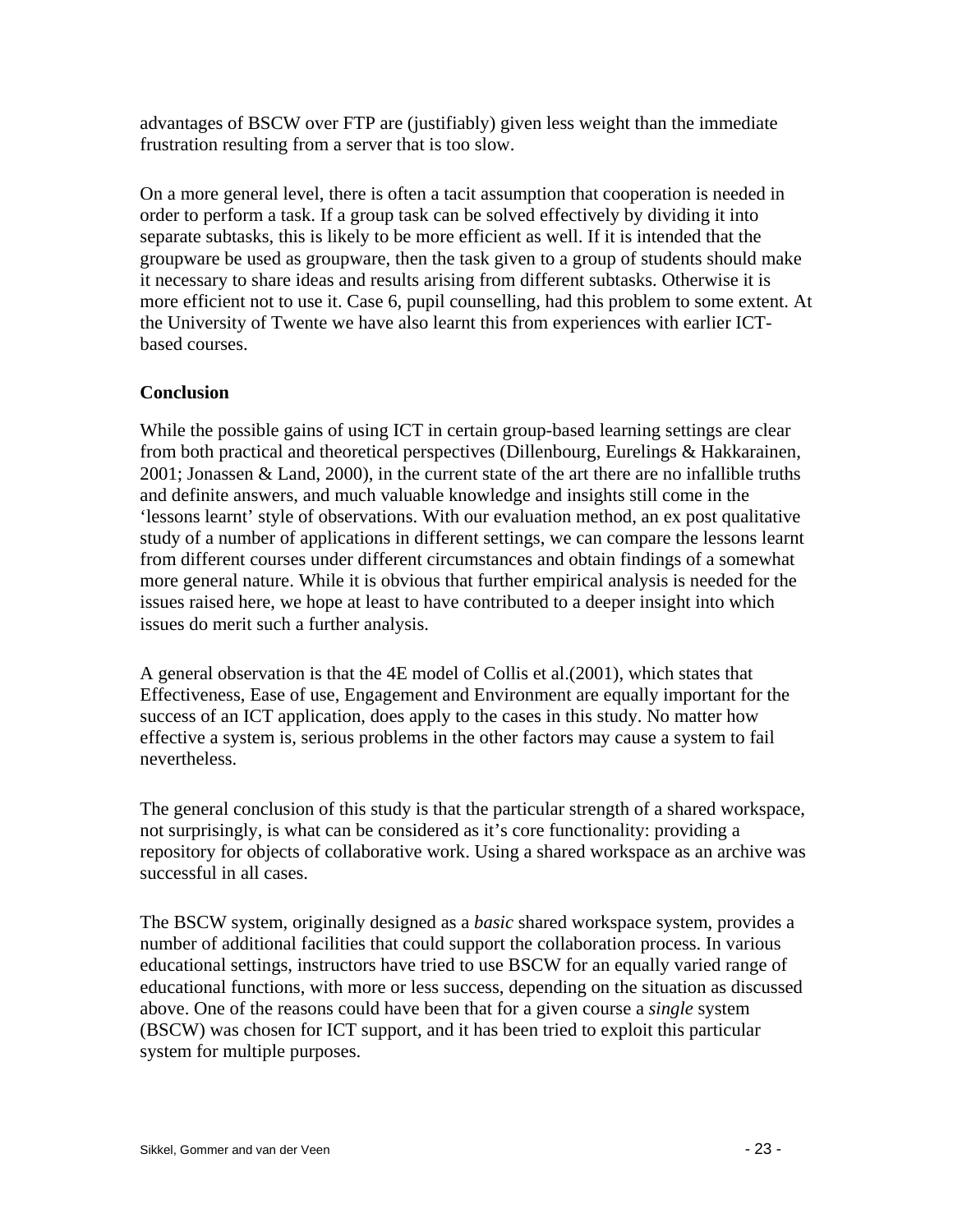advantages of BSCW over FTP are (justifiably) given less weight than the immediate frustration resulting from a server that is too slow.

On a more general level, there is often a tacit assumption that cooperation is needed in order to perform a task. If a group task can be solved effectively by dividing it into separate subtasks, this is likely to be more efficient as well. If it is intended that the groupware be used as groupware, then the task given to a group of students should make it necessary to share ideas and results arising from different subtasks. Otherwise it is more efficient not to use it. Case 6, pupil counselling, had this problem to some extent. At the University of Twente we have also learnt this from experiences with earlier ICT-based courses.

## Conclusion

While the possible gains of using ICT in certain group-based learning settings are clear from both practical and theoretical perspectives (Dillenbourg, Eurelings & Hakkarainen, 2001; Jonassen & Land, 2000), in the current state of the art there are no infallible truths and definite answers, and much valuable knowledge and insights still come in the 'lessons learnt' style of observations. With our evaluation method, an ex post qualitative study of a number of applications in different settings, we can compare the lessons learnt from different courses under different circumstances and obtain findings of a somewhat more general nature. While it is obvious that further empirical analysis is needed for the issues raised here, we hope at least to have contributed to a deeper insight into which issues do merit such a further analysis.

A general observation is that the 4E model of Collis et al.(2001), which states that Effectiveness, Ease of use, Engagement and Environment are equally important for the success of an ICT application, does apply to the cases in this study. No matter how effective a system is, serious problems in the other factors may cause a system to fail nevertheless.

The general conclusion of this study is that the particular strength of a shared workspace, not surprisingly, is what can be considered as it's core functionality: providing a repository for objects of collaborative work. Using a shared workspace as an archive was successful in all cases.

The BSCW system, originally designed as a *basic* shared workspace system, provides a number of additional facilities that could support the collaboration process. In various educational settings, instructors have tried to use BSCW for an equally varied range of educational functions, with more or less success, depending on the situation as discussed above. One of the reasons could have been that for a given course a *single* system (BSCW) was chosen for ICT support, and it has been tried to exploit this particular system for multiple purposes.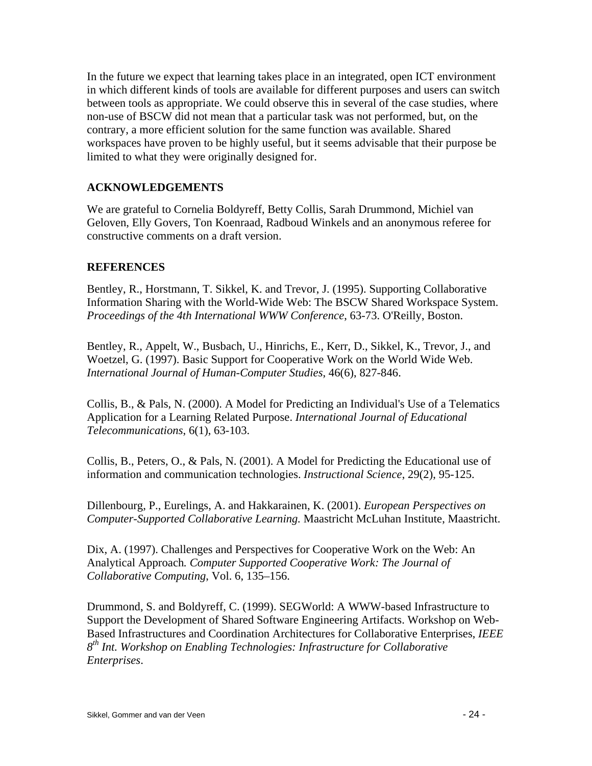In the future we expect that learning takes place in an integrated, open ICT environment in which different kinds of tools are available for different purposes and users can switch between tools as appropriate. We could observe this in several of the case studies, where non-use of BSCW did not mean that a particular task was not performed, but, on the contrary, a more efficient solution for the same function was available. Shared workspaces have proven to be highly useful, but it seems advisable that their purpose be limited to what they were originally designed for.

## ACKNOWLEDGEMENTS

We are grateful to Cornelia Boldyreff, Betty Collis, Sarah Drummond, Michiel van Geloven, Elly Govers, Ton Koenraad, Radboud Winkels and an anonymous referee for constructive comments on a draft version.

## REFERENCES

Bentley, R., Horstmann, T. Sikkel, K. and Trevor, J. (1995). Supporting Collaborative Information Sharing with the World-Wide Web: The BSCW Shared Workspace System. *Proceedings of the 4th International WWW Conference*, 63-73. O'Reilly, Boston.

Bentley, R., Appelt, W., Busbach, U., Hinrichs, E., Kerr, D., Sikkel, K., Trevor, J., and Woetzel, G. (1997). Basic Support for Cooperative Work on the World Wide Web. *International Journal of Human-Computer Studies*, 46(6), 827-846.

Collis, B., & Pals, N. (2000). A Model for Predicting an Individual's Use of a Telematics Application for a Learning Related Purpose. *International Journal of Educational Telecommunications*, 6(1), 63-103.

Collis, B., Peters, O., & Pals, N. (2001). A Model for Predicting the Educational use of information and communication technologies. *Instructional Science*, 29(2), 95-125.

Dillenbourg, P., Eurelings, A. and Hakkarainen, K. (2001). *European Perspectives on Computer-Supported Collaborative Learning.* Maastricht McLuhan Institute, Maastricht.

Dix, A. (1997). Challenges and Perspectives for Cooperative Work on the Web: An Analytical Approach*. Computer Supported Cooperative Work: The Journal of Collaborative Computing*, Vol. 6, 135–156.

Drummond, S. and Boldyreff, C. (1999). SEGWorld: A WWW-based Infrastructure to Support the Development of Shared Software Engineering Artifacts. Workshop on Web-Based Infrastructures and Coordination Architectures for Collaborative Enterprises, *IEEE 8th Int. Workshop on Enabling Technologies: Infrastructure for Collaborative Enterprises*.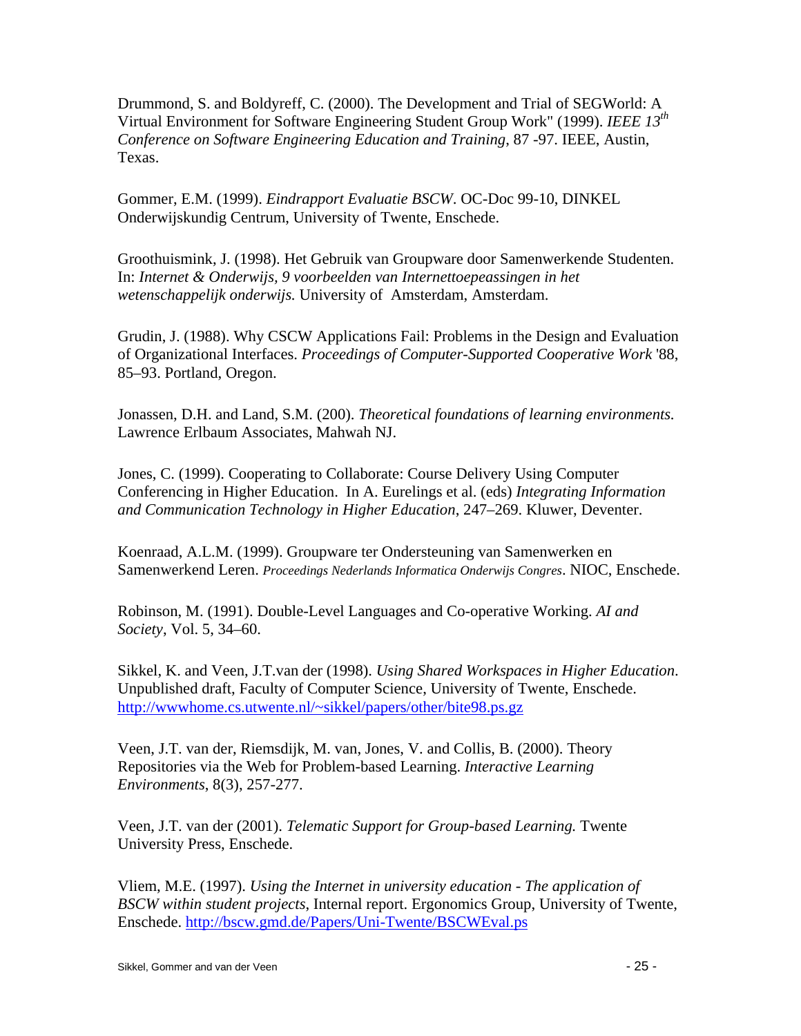Drummond, S. and Boldyreff, C. (2000). The Development and Trial of SEGWorld: A Virtual Environment for Software Engineering Student Group Work" (1999). *IEEE 13th Conference on Software Engineering Education and Training*, 87 -97. IEEE, Austin, Texas.

Gommer, E.M. (1999). *Eindrapport Evaluatie BSCW*. OC-Doc 99-10, DINKEL Onderwijskundig Centrum, University of Twente, Enschede.

Groothuismink, J. (1998). Het Gebruik van Groupware door Samenwerkende Studenten. In: *Internet & Onderwijs, 9 voorbeelden van Internettoepeassingen in het wetenschappelijk onderwijs.* University of Amsterdam, Amsterdam.

Grudin, J. (1988). Why CSCW Applications Fail: Problems in the Design and Evaluation of Organizational Interfaces. *Proceedings of Computer-Supported Cooperative Work* '88, 85–93. Portland, Oregon.

Jonassen, D.H. and Land, S.M. (200). *Theoretical foundations of learning environments.* Lawrence Erlbaum Associates, Mahwah NJ.

Jones, C. (1999). Cooperating to Collaborate: Course Delivery Using Computer Conferencing in Higher Education. In A. Eurelings et al. (eds) *Integrating Information and Communication Technology in Higher Education*, 247–269. Kluwer, Deventer.

Koenraad, A.L.M. (1999). Groupware ter Ondersteuning van Samenwerken en Samenwerkend Leren. *Proceedings Nederlands Informatica Onderwijs Congres*. NIOC, Enschede.

Robinson, M. (1991). Double-Level Languages and Co-operative Working. *AI and Society*, Vol. 5, 34–60.

Sikkel, K. and Veen, J.T.van der (1998). *Using Shared Workspaces in Higher Education*. Unpublished draft, Faculty of Computer Science, University of Twente, Enschede. http://wwwhome.cs.utwente.nl/~sikkel/papers/other/bite98.ps.gz

Veen, J.T. van der, Riemsdijk, M. van, Jones, V. and Collis, B. (2000). Theory Repositories via the Web for Problem-based Learning. *Interactive Learning Environments*, 8(3), 257-277.

Veen, J.T. van der (2001). *Telematic Support for Group-based Learning.* Twente University Press, Enschede.

Vliem, M.E. (1997). *Using the Internet in university education - The application of BSCW within student projects*, Internal report. Ergonomics Group, University of Twente, Enschede. http://bscw.gmd.de/Papers/Uni-Twente/BSCWEval.ps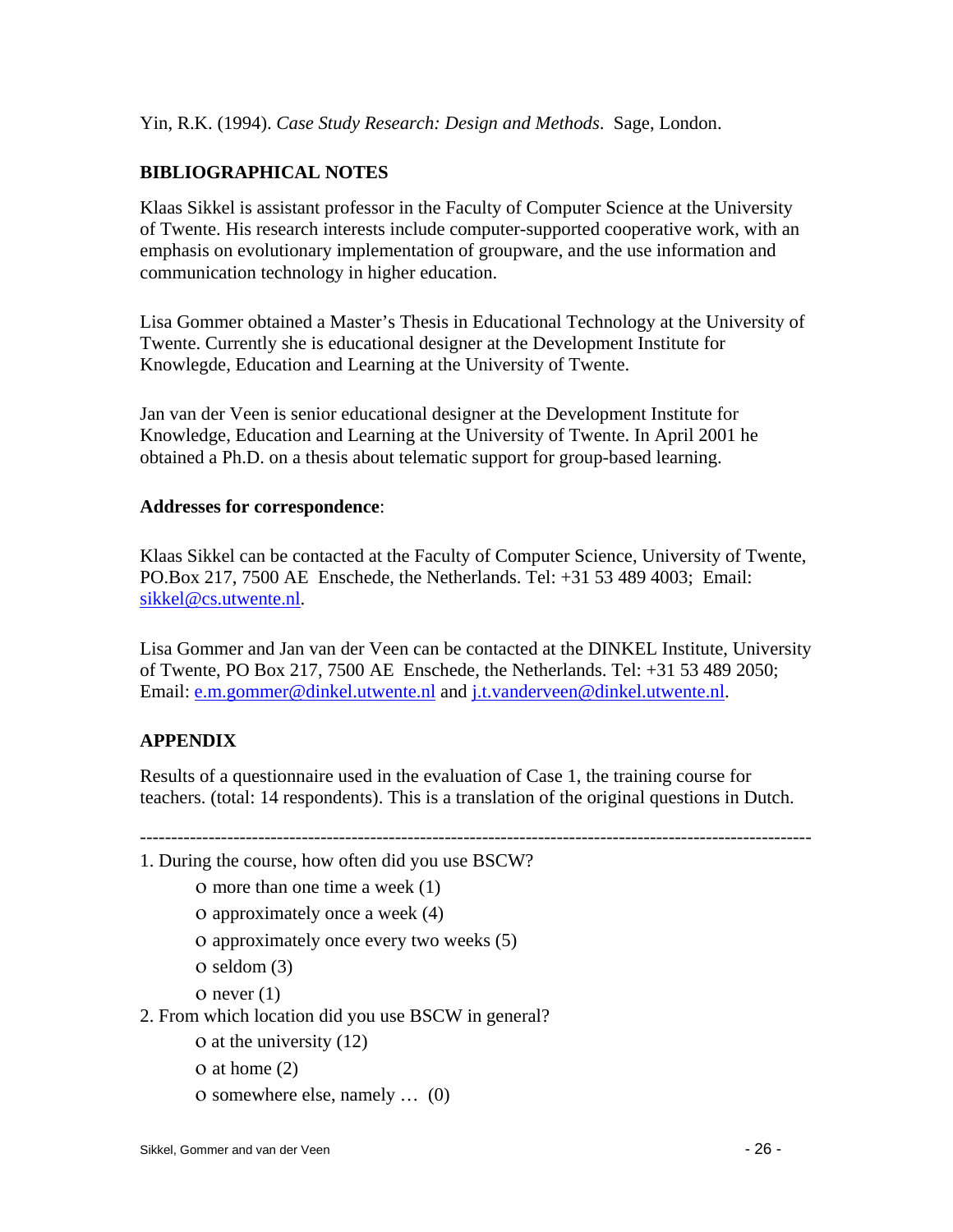Yin, R.K. (1994). *Case Study Research: Design and Methods*. Sage, London.

## BIBLIOGRAPHICAL NOTES

Klaas Sikkel is assistant professor in the Faculty of Computer Science at the University of Twente. His research interests include computer-supported cooperative work, with an emphasis on evolutionary implementation of groupware, and the use information and communication technology in higher education.

Lisa Gommer obtained a Master's Thesis in Educational Technology at the University of Twente. Currently she is educational designer at the Development Institute for Knowlegde, Education and Learning at the University of Twente.

Jan van der Veen is senior educational designer at the Development Institute for Knowledge, Education and Learning at the University of Twente. In April 2001 he obtained a Ph.D. on a thesis about telematic support for group-based learning.

**Addresses for correspondence**:

Klaas Sikkel can be contacted at the Faculty of Computer Science, University of Twente, PO.Box 217, 7500 AE Enschede, the Netherlands. Tel: +31 53 489 4003; Email: sikkel@cs.utwente.nl.

Lisa Gommer and Jan van der Veen can be contacted at the DINKEL Institute, University of Twente, PO Box 217, 7500 AE Enschede, the Netherlands. Tel: +31 53 489 2050; Email: e.m.gommer@dinkel.utwente.nl and j.t.vanderveen@dinkel.utwente.nl.

## APPENDIX

Results of a questionnaire used in the evaluation of Case 1, the training course for teachers. (total: 14 respondents). This is a translation of the original questions in Dutch.

---

1. During the course, how often did you use BSCW?
   - o more than one time a week (1)
   - o approximately once a week (4)
   - o approximately once every two weeks (5)
   - o seldom (3)
   - o never (1)
2. From which location did you use BSCW in general?
   - o at the university (12)
   - o at home (2)
   - o somewhere else, namely … (0)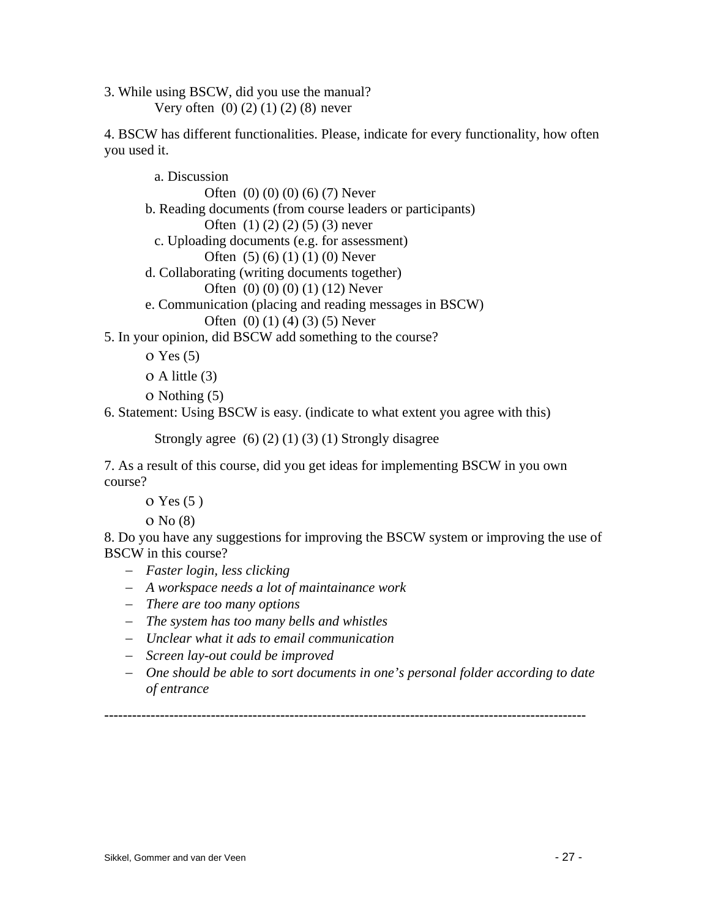3. While using BSCW, did you use the manual?

Very often (0) (2) (1) (2) (8) never

4. BSCW has different functionalities. Please, indicate for every functionality, how often you used it.

a. Discussion

Often (0) (0) (0) (6) (7) Never

b. Reading documents (from course leaders or participants)

Often (1) (2) (2) (5) (3) never

c. Uploading documents (e.g. for assessment)

Often (5) (6) (1) (1) (0) Never

d. Collaborating (writing documents together)

Often (0) (0) (0) (1) (12) Never

e. Communication (placing and reading messages in BSCW)

Often (0) (1) (4) (3) (5) Never

5. In your opinion, did BSCW add something to the course?

- o Yes (5)
- o A little (3)
- o Nothing (5)

6. Statement: Using BSCW is easy. (indicate to what extent you agree with this)

Strongly agree (6) (2) (1) (3) (1) Strongly disagree

7. As a result of this course, did you get ideas for implementing BSCW in you own course?

- o Yes (5 )
- o No (8)

8. Do you have any suggestions for improving the BSCW system or improving the use of BSCW in this course?

- *Faster login, less clicking*
- *A workspace needs a lot of maintainance work*
- *There are too many options*
- *The system has too many bells and whistles*
- *Unclear what it ads to email communication*
- *Screen lay-out could be improved*
- *One should be able to sort documents in one's personal folder according to date of entrance*

---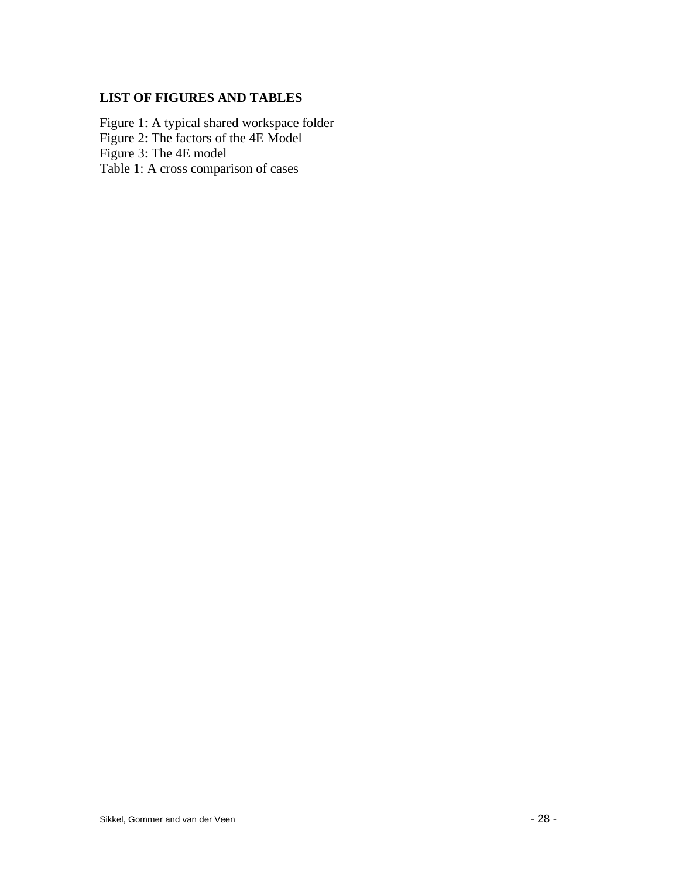## LIST OF FIGURES AND TABLES

Figure 1: A typical shared workspace folder
Figure 2: The factors of the 4E Model
Figure 3: The 4E model
Table 1: A cross comparison of cases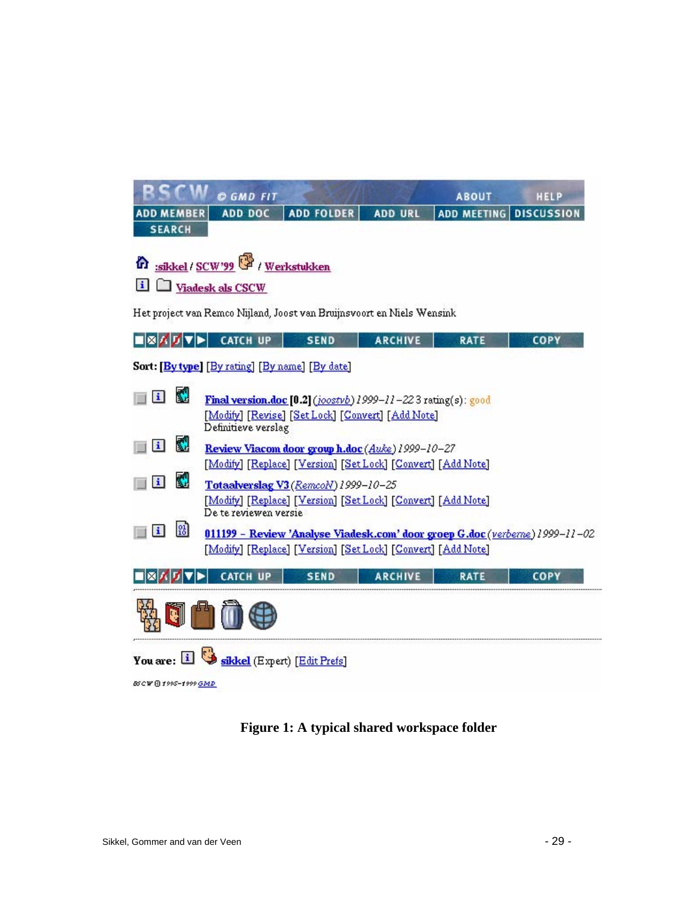BSCW © GMD FIT ABOUT HELP

ADD MEMBER | ADD DOC | ADD FOLDER | ADD URL | ADD MEETING | DISCUSSION

SEARCH

:sikkel / SCW'99 / Werkstukken

Viadesk als CSCW

Het project van Remco Nijland, Joost van Bruijnsvoort en Niels Wensink

CATCH UP | SEND | ARCHIVE | RATE | COPY

Sort: [By type] [By rating] [By name] [By date]

Final version.doc [0.2] (joostvb) 1999-11-22 3 rating(s): good
[Modify] [Revise] [Set Lock] [Convert] [Add Note]
Definitieve verslag

Review Viacom door groep h.doc (Auke) 1999-10-27
[Modify] [Replace] [Version] [Set Lock] [Convert] [Add Note]

Totaalverslag V3 (RemcoN) 1999-10-25
[Modify] [Replace] [Version] [Set Lock] [Convert] [Add Note]
De te reviewen versie

011199 - Review 'Analyse Viadesk.com' door groep G.doc (verberne) 1999-11-02
[Modify] [Replace] [Version] [Set Lock] [Convert] [Add Note]

CATCH UP | SEND | ARCHIVE | RATE | COPY

You are: sikkel (Expert) [Edit Prefs]

BSCW © 1995-1999 GMD

**Figure 1: A typical shared workspace folder**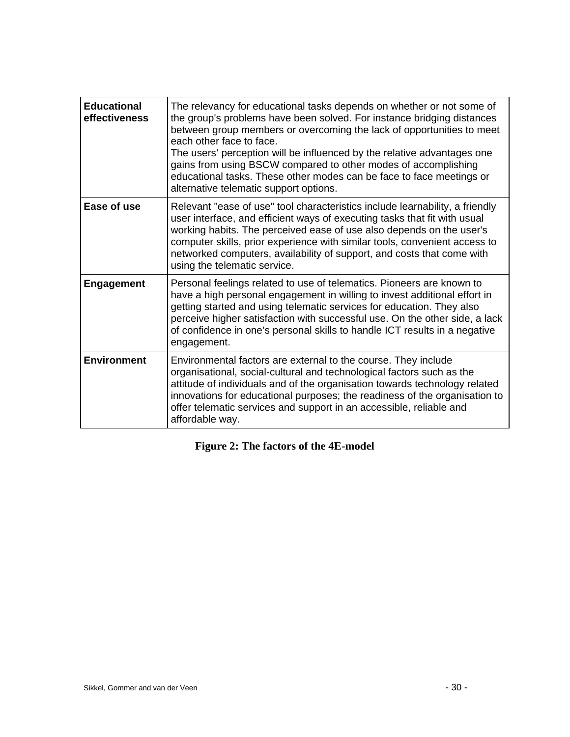| | |
|---|---|
| **Educational effectiveness** | The relevancy for educational tasks depends on whether or not some of the group's problems have been solved. For instance bridging distances between group members or overcoming the lack of opportunities to meet each other face to face. The users' perception will be influenced by the relative advantages one gains from using BSCW compared to other modes of accomplishing educational tasks. These other modes can be face to face meetings or alternative telematic support options. |
| **Ease of use** | Relevant "ease of use" tool characteristics include learnability, a friendly user interface, and efficient ways of executing tasks that fit with usual working habits. The perceived ease of use also depends on the user's computer skills, prior experience with similar tools, convenient access to networked computers, availability of support, and costs that come with using the telematic service. |
| **Engagement** | Personal feelings related to use of telematics. Pioneers are known to have a high personal engagement in willing to invest additional effort in getting started and using telematic services for education. They also perceive higher satisfaction with successful use. On the other side, a lack of confidence in one's personal skills to handle ICT results in a negative engagement. |
| **Environment** | Environmental factors are external to the course. They include organisational, social-cultural and technological factors such as the attitude of individuals and of the organisation towards technology related innovations for educational purposes; the readiness of the organisation to offer telematic services and support in an accessible, reliable and affordable way. |

**Figure 2: The factors of the 4E-model**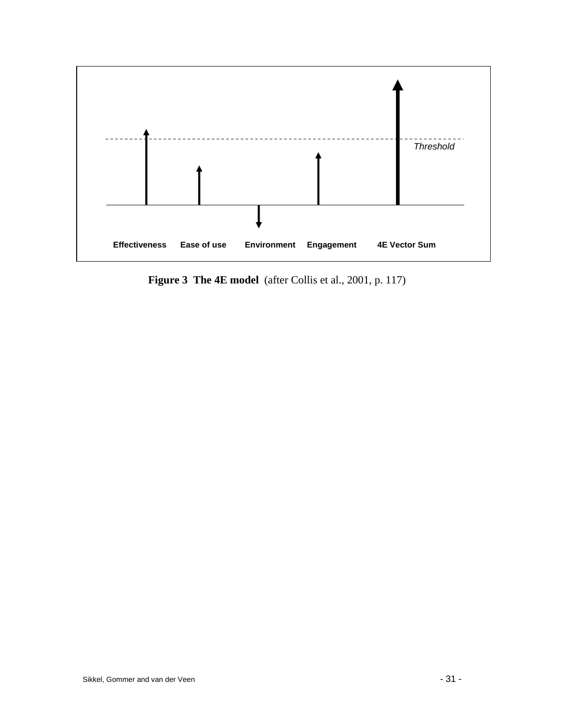Threshold

Effectiveness Ease of use Environment Engagement 4E Vector Sum

**Figure 3 The 4E model** (after Collis et al., 2001, p. 117)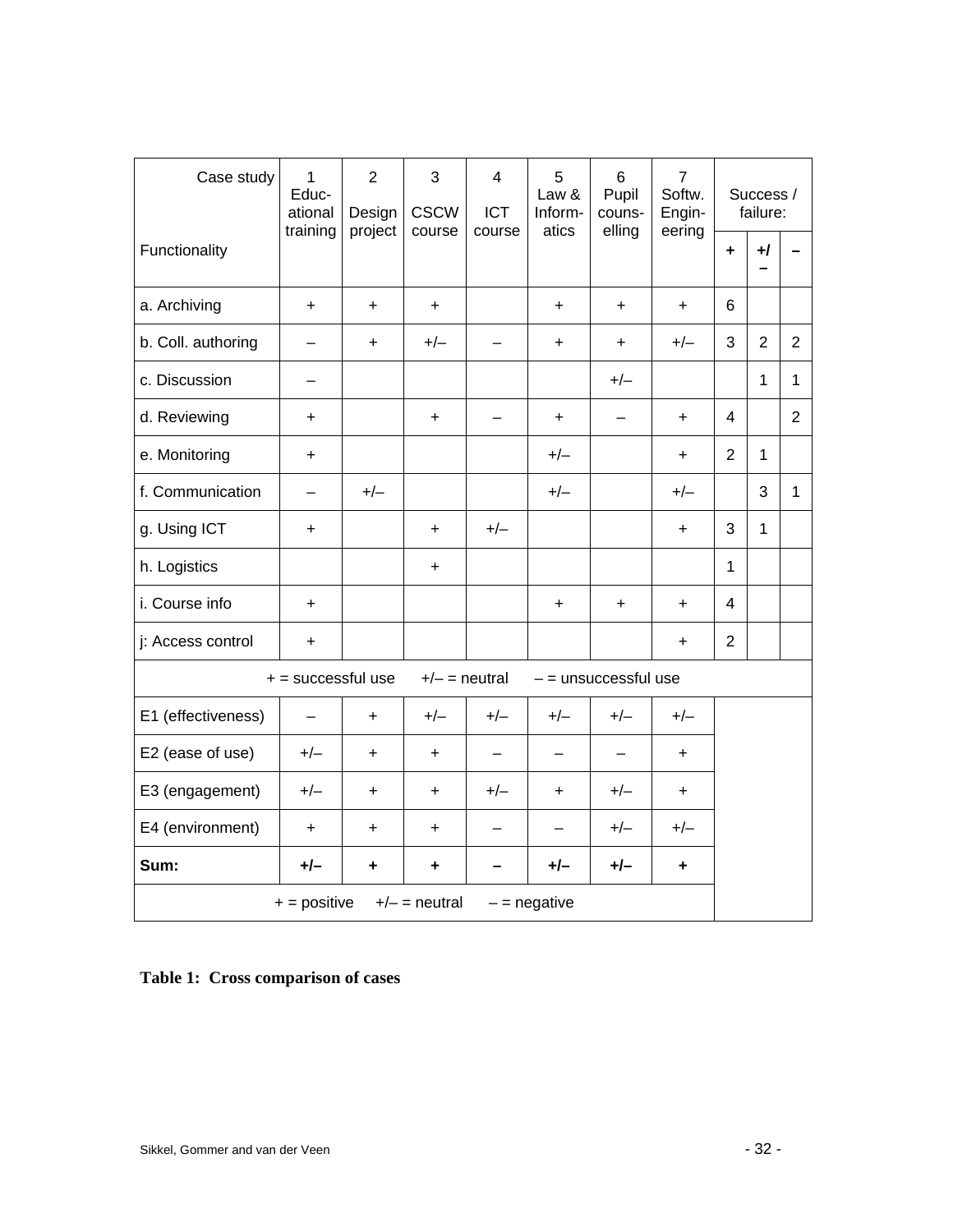| Case study / Functionality | 1 Educational training | 2 Design project | 3 CSCW course | 4 ICT course | 5 Law & Informatics | 6 Pupil counselling | 7 Softw. Engineering | Success / failure: | | |
|---|---|---|---|---|---|---|---|---|---|---|
| | | | | | | | | + | +/– | – |
| a. Archiving | + | + | + | | + | + | + | 6 | | |
| b. Coll. authoring | – | + | +/– | – | + | + | +/– | 3 | 2 | 2 |
| c. Discussion | – | | | | | +/– | | | 1 | 1 |
| d. Reviewing | + | | + | – | + | – | + | 4 | | 2 |
| e. Monitoring | + | | | | +/– | | + | 2 | 1 | |
| f. Communication | – | +/– | | | +/– | | +/– | | 3 | 1 |
| g. Using ICT | + | | + | +/– | | | + | 3 | 1 | |
| h. Logistics | | | + | | | | | 1 | | |
| i. Course info | + | | | | + | + | + | 4 | | |
| j: Access control | + | | | | | | + | 2 | | |
| + = successful use +/– = neutral – = unsuccessful use | | | | | | | | | | |
| E1 (effectiveness) | – | + | +/– | +/– | +/– | +/– | +/– | | | |
| E2 (ease of use) | +/– | + | + | – | – | – | + | | | |
| E3 (engagement) | +/– | + | + | +/– | + | +/– | + | | | |
| E4 (environment) | + | + | + | – | – | +/– | +/– | | | |
| **Sum:** | **+/–** | **+** | **+** | **–** | **+/–** | **+/–** | **+** | | | |
| + = positive +/– = neutral – = negative | | | | | | | | | | |

**Table 1: Cross comparison of cases**